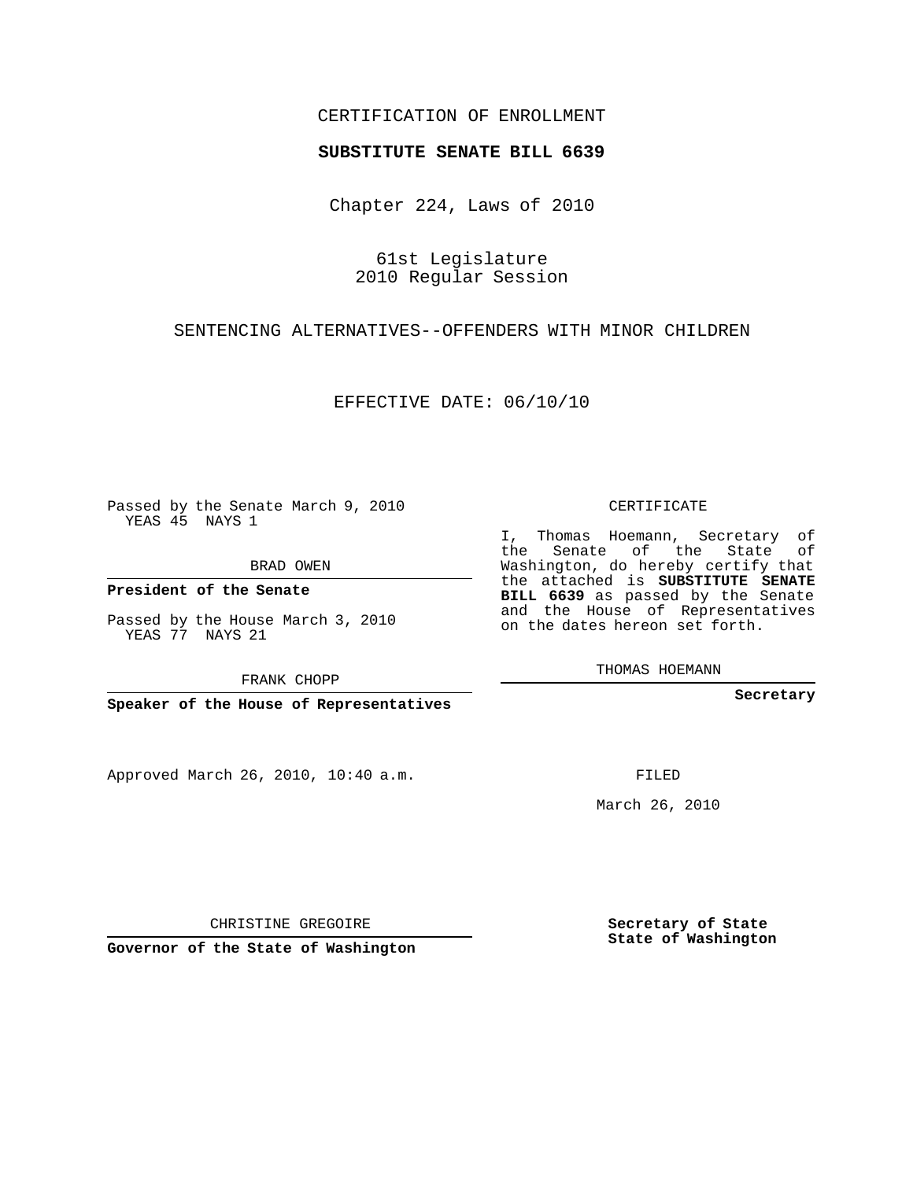CERTIFICATION OF ENROLLMENT

**SUBSTITUTE SENATE BILL 6639**

Chapter 224, Laws of 2010

61st Legislature
2010 Regular Session

SENTENCING ALTERNATIVES--OFFENDERS WITH MINOR CHILDREN

EFFECTIVE DATE: 06/10/10

Passed by the Senate March 9, 2010
YEAS 45 NAYS 1

BRAD OWEN

**President of the Senate**

Passed by the House March 3, 2010
YEAS 77 NAYS 21

FRANK CHOPP

**Speaker of the House of Representatives**

Approved March 26, 2010, 10:40 a.m.

CHRISTINE GREGOIRE

**Governor of the State of Washington**

CERTIFICATE

I, Thomas Hoemann, Secretary of the Senate of the State of Washington, do hereby certify that the attached is **SUBSTITUTE SENATE BILL 6639** as passed by the Senate and the House of Representatives on the dates hereon set forth.

THOMAS HOEMANN

**Secretary**

FILED

March 26, 2010

**Secretary of State**
**State of Washington**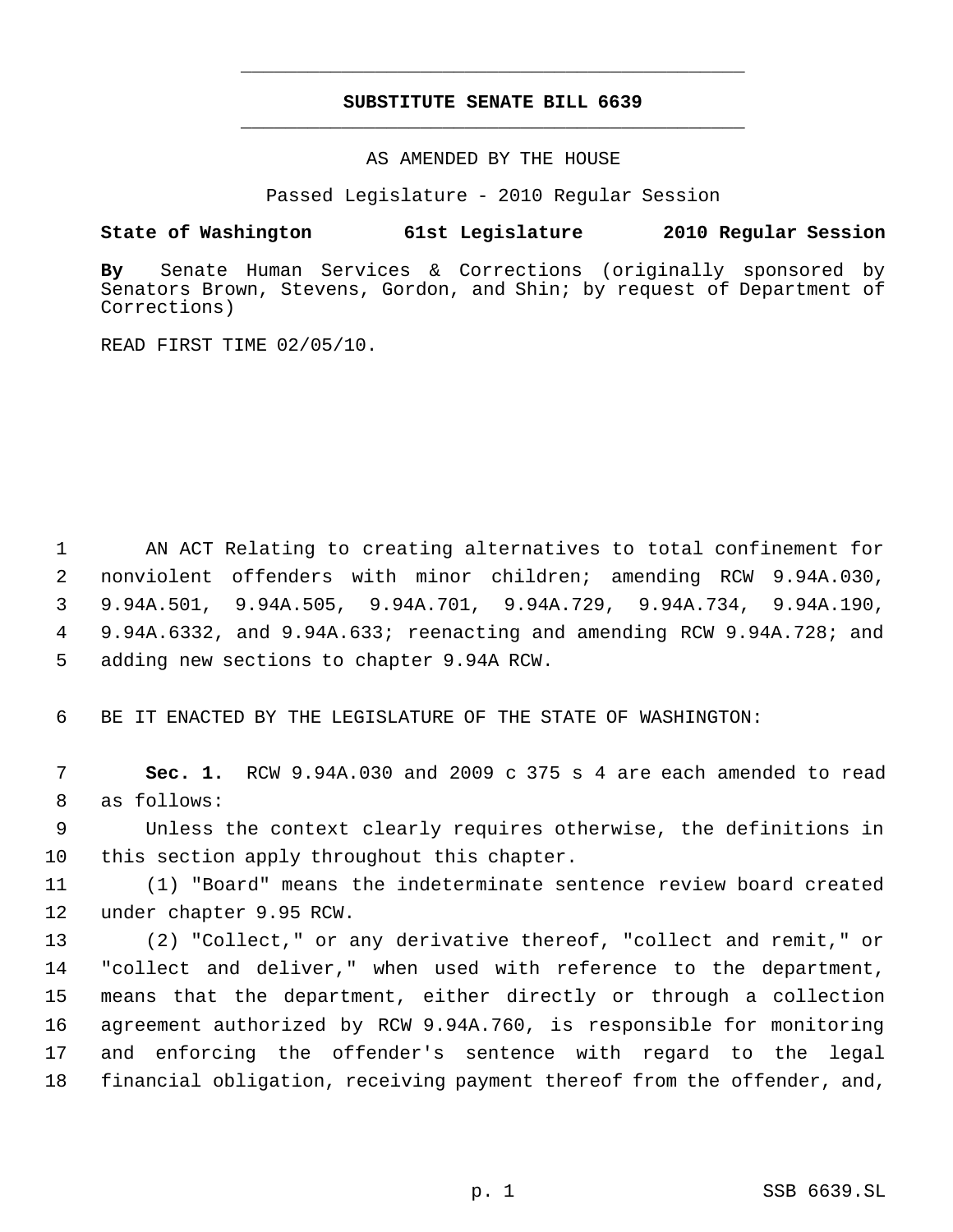# SUBSTITUTE SENATE BILL 6639

AS AMENDED BY THE HOUSE

Passed Legislature - 2010 Regular Session

**State of Washington 61st Legislature 2010 Regular Session**

**By** Senate Human Services & Corrections (originally sponsored by Senators Brown, Stevens, Gordon, and Shin; by request of Department of Corrections)

READ FIRST TIME 02/05/10.

AN ACT Relating to creating alternatives to total confinement for nonviolent offenders with minor children; amending RCW 9.94A.030, 9.94A.501, 9.94A.505, 9.94A.701, 9.94A.729, 9.94A.734, 9.94A.190, 9.94A.6332, and 9.94A.633; reenacting and amending RCW 9.94A.728; and adding new sections to chapter 9.94A RCW.

BE IT ENACTED BY THE LEGISLATURE OF THE STATE OF WASHINGTON:

**Sec. 1.** RCW 9.94A.030 and 2009 c 375 s 4 are each amended to read as follows:

Unless the context clearly requires otherwise, the definitions in this section apply throughout this chapter.

(1) "Board" means the indeterminate sentence review board created under chapter 9.95 RCW.

(2) "Collect," or any derivative thereof, "collect and remit," or "collect and deliver," when used with reference to the department, means that the department, either directly or through a collection agreement authorized by RCW 9.94A.760, is responsible for monitoring and enforcing the offender's sentence with regard to the legal financial obligation, receiving payment thereof from the offender, and,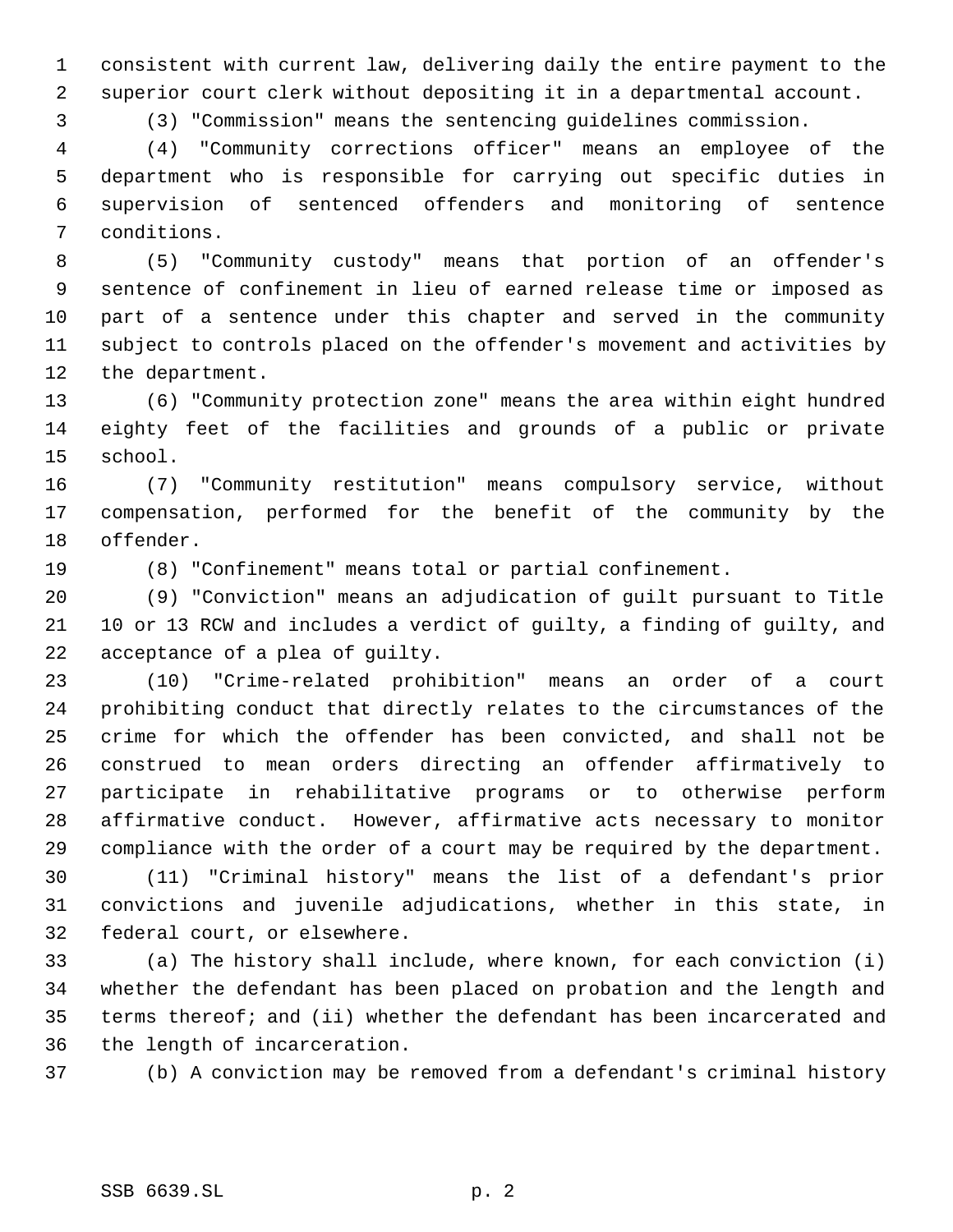consistent with current law, delivering daily the entire payment to the superior court clerk without depositing it in a departmental account.

(3) "Commission" means the sentencing guidelines commission.

(4) "Community corrections officer" means an employee of the department who is responsible for carrying out specific duties in supervision of sentenced offenders and monitoring of sentence conditions.

(5) "Community custody" means that portion of an offender's sentence of confinement in lieu of earned release time or imposed as part of a sentence under this chapter and served in the community subject to controls placed on the offender's movement and activities by the department.

(6) "Community protection zone" means the area within eight hundred eighty feet of the facilities and grounds of a public or private school.

(7) "Community restitution" means compulsory service, without compensation, performed for the benefit of the community by the offender.

(8) "Confinement" means total or partial confinement.

(9) "Conviction" means an adjudication of guilt pursuant to Title 10 or 13 RCW and includes a verdict of guilty, a finding of guilty, and acceptance of a plea of guilty.

(10) "Crime-related prohibition" means an order of a court prohibiting conduct that directly relates to the circumstances of the crime for which the offender has been convicted, and shall not be construed to mean orders directing an offender affirmatively to participate in rehabilitative programs or to otherwise perform affirmative conduct. However, affirmative acts necessary to monitor compliance with the order of a court may be required by the department.

(11) "Criminal history" means the list of a defendant's prior convictions and juvenile adjudications, whether in this state, in federal court, or elsewhere.

(a) The history shall include, where known, for each conviction (i) whether the defendant has been placed on probation and the length and terms thereof; and (ii) whether the defendant has been incarcerated and the length of incarceration.

(b) A conviction may be removed from a defendant's criminal history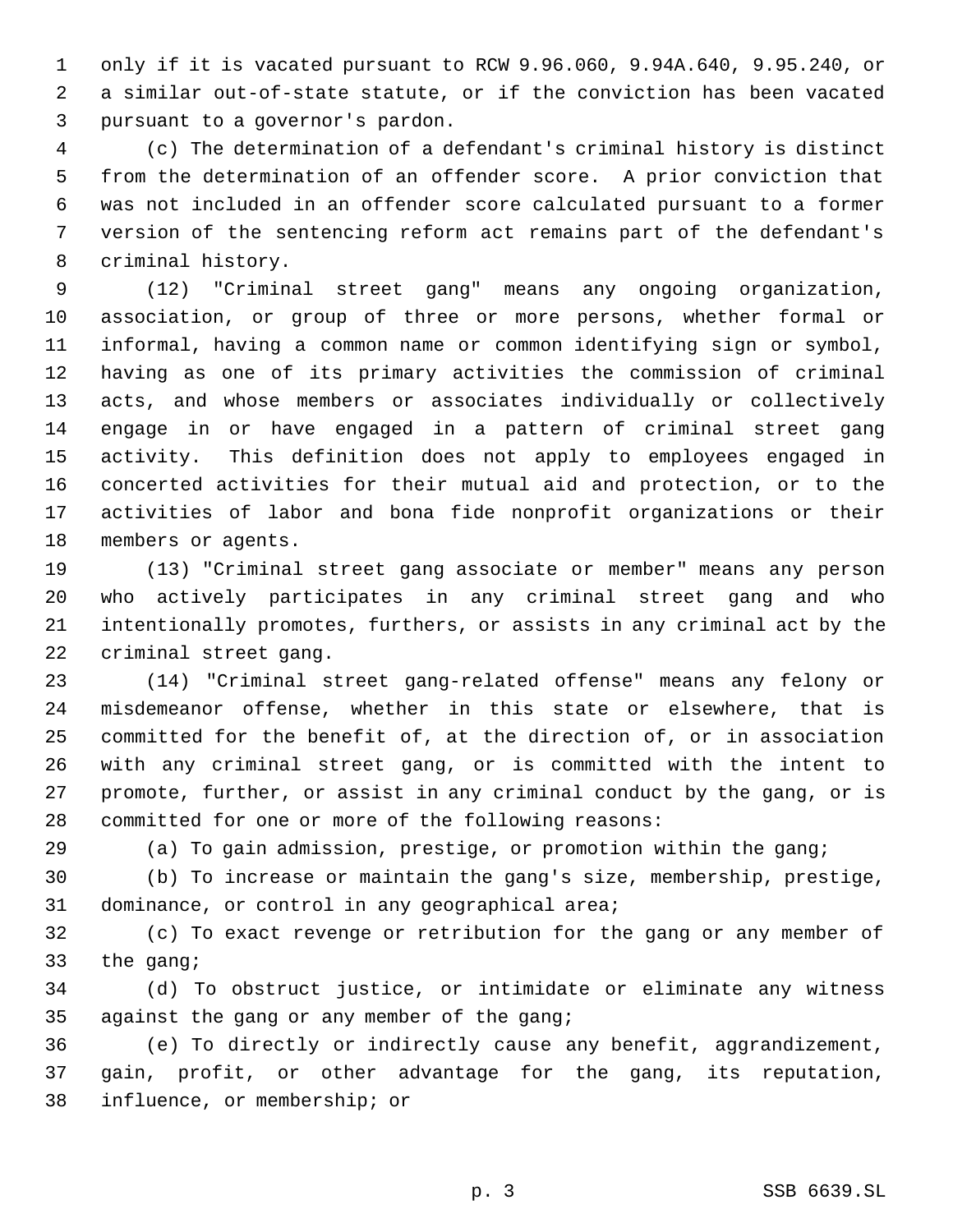only if it is vacated pursuant to RCW 9.96.060, 9.94A.640, 9.95.240, or a similar out-of-state statute, or if the conviction has been vacated pursuant to a governor's pardon.

(c) The determination of a defendant's criminal history is distinct from the determination of an offender score. A prior conviction that was not included in an offender score calculated pursuant to a former version of the sentencing reform act remains part of the defendant's criminal history.

(12) "Criminal street gang" means any ongoing organization, association, or group of three or more persons, whether formal or informal, having a common name or common identifying sign or symbol, having as one of its primary activities the commission of criminal acts, and whose members or associates individually or collectively engage in or have engaged in a pattern of criminal street gang activity. This definition does not apply to employees engaged in concerted activities for their mutual aid and protection, or to the activities of labor and bona fide nonprofit organizations or their members or agents.

(13) "Criminal street gang associate or member" means any person who actively participates in any criminal street gang and who intentionally promotes, furthers, or assists in any criminal act by the criminal street gang.

(14) "Criminal street gang-related offense" means any felony or misdemeanor offense, whether in this state or elsewhere, that is committed for the benefit of, at the direction of, or in association with any criminal street gang, or is committed with the intent to promote, further, or assist in any criminal conduct by the gang, or is committed for one or more of the following reasons:

(a) To gain admission, prestige, or promotion within the gang;

(b) To increase or maintain the gang's size, membership, prestige, dominance, or control in any geographical area;

(c) To exact revenge or retribution for the gang or any member of the gang;

(d) To obstruct justice, or intimidate or eliminate any witness against the gang or any member of the gang;

(e) To directly or indirectly cause any benefit, aggrandizement, gain, profit, or other advantage for the gang, its reputation, influence, or membership; or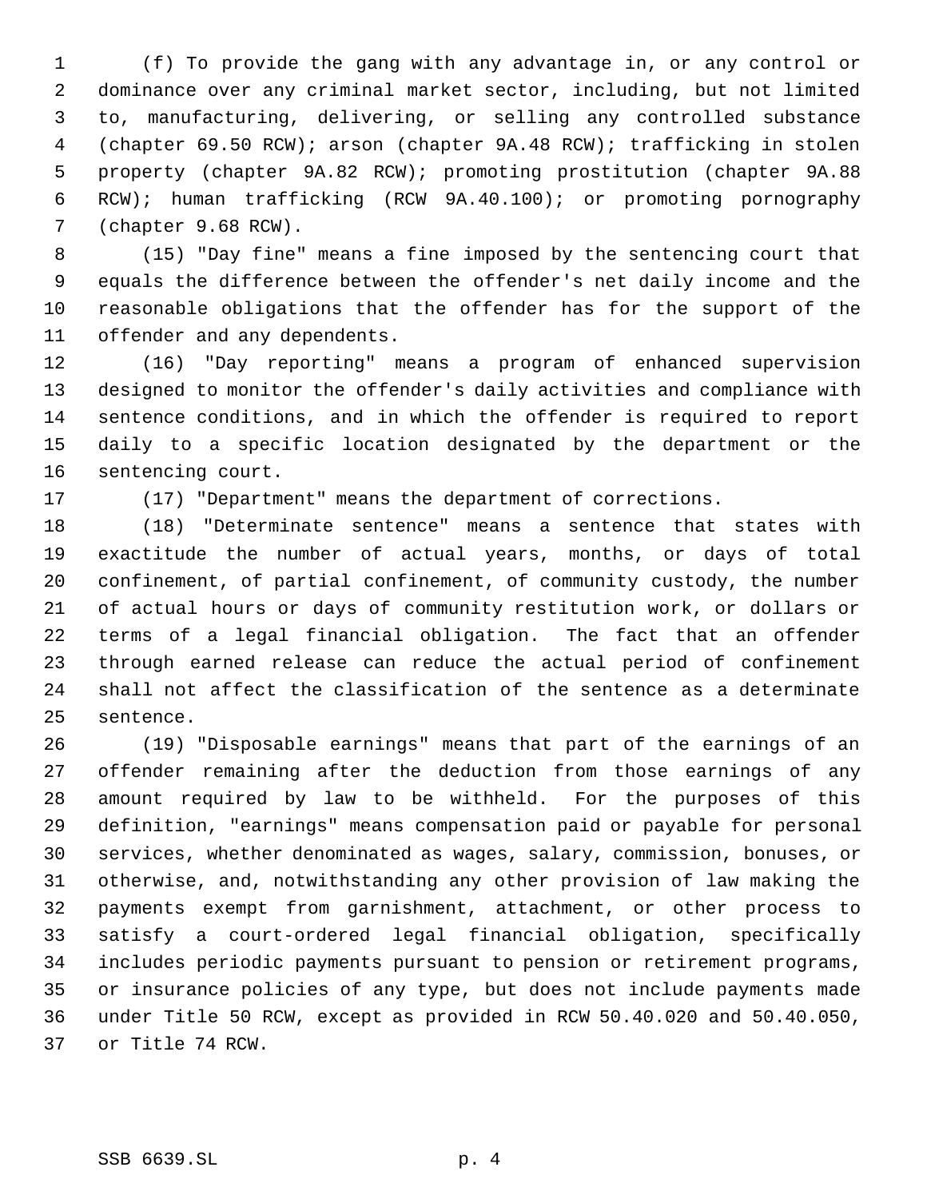(f) To provide the gang with any advantage in, or any control or dominance over any criminal market sector, including, but not limited to, manufacturing, delivering, or selling any controlled substance (chapter 69.50 RCW); arson (chapter 9A.48 RCW); trafficking in stolen property (chapter 9A.82 RCW); promoting prostitution (chapter 9A.88 RCW); human trafficking (RCW 9A.40.100); or promoting pornography (chapter 9.68 RCW).

(15) "Day fine" means a fine imposed by the sentencing court that equals the difference between the offender's net daily income and the reasonable obligations that the offender has for the support of the offender and any dependents.

(16) "Day reporting" means a program of enhanced supervision designed to monitor the offender's daily activities and compliance with sentence conditions, and in which the offender is required to report daily to a specific location designated by the department or the sentencing court.

(17) "Department" means the department of corrections.

(18) "Determinate sentence" means a sentence that states with exactitude the number of actual years, months, or days of total confinement, of partial confinement, of community custody, the number of actual hours or days of community restitution work, or dollars or terms of a legal financial obligation. The fact that an offender through earned release can reduce the actual period of confinement shall not affect the classification of the sentence as a determinate sentence.

(19) "Disposable earnings" means that part of the earnings of an offender remaining after the deduction from those earnings of any amount required by law to be withheld. For the purposes of this definition, "earnings" means compensation paid or payable for personal services, whether denominated as wages, salary, commission, bonuses, or otherwise, and, notwithstanding any other provision of law making the payments exempt from garnishment, attachment, or other process to satisfy a court-ordered legal financial obligation, specifically includes periodic payments pursuant to pension or retirement programs, or insurance policies of any type, but does not include payments made under Title 50 RCW, except as provided in RCW 50.40.020 and 50.40.050, or Title 74 RCW.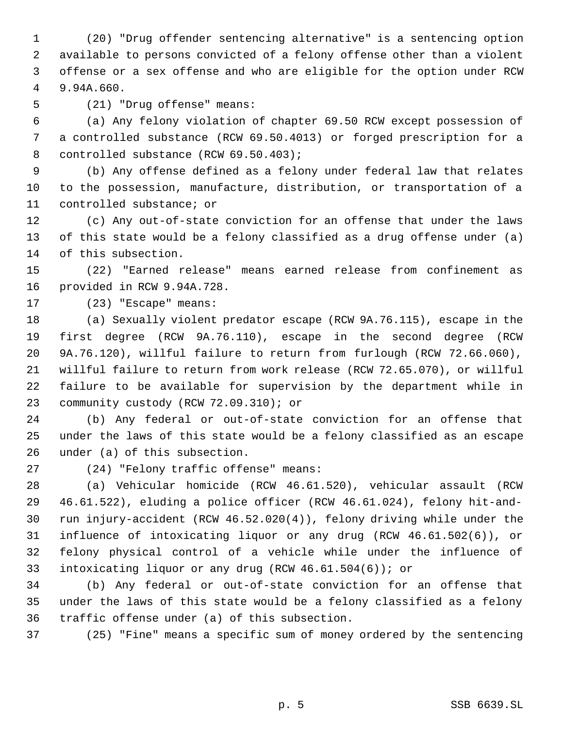(20) "Drug offender sentencing alternative" is a sentencing option available to persons convicted of a felony offense other than a violent offense or a sex offense and who are eligible for the option under RCW 9.94A.660.

(21) "Drug offense" means:

(a) Any felony violation of chapter 69.50 RCW except possession of a controlled substance (RCW 69.50.4013) or forged prescription for a controlled substance (RCW 69.50.403);

(b) Any offense defined as a felony under federal law that relates to the possession, manufacture, distribution, or transportation of a controlled substance; or

(c) Any out-of-state conviction for an offense that under the laws of this state would be a felony classified as a drug offense under (a) of this subsection.

(22) "Earned release" means earned release from confinement as provided in RCW 9.94A.728.

(23) "Escape" means:

(a) Sexually violent predator escape (RCW 9A.76.115), escape in the first degree (RCW 9A.76.110), escape in the second degree (RCW 9A.76.120), willful failure to return from furlough (RCW 72.66.060), willful failure to return from work release (RCW 72.65.070), or willful failure to be available for supervision by the department while in community custody (RCW 72.09.310); or

(b) Any federal or out-of-state conviction for an offense that under the laws of this state would be a felony classified as an escape under (a) of this subsection.

(24) "Felony traffic offense" means:

(a) Vehicular homicide (RCW 46.61.520), vehicular assault (RCW 46.61.522), eluding a police officer (RCW 46.61.024), felony hit-and-run injury-accident (RCW 46.52.020(4)), felony driving while under the influence of intoxicating liquor or any drug (RCW 46.61.502(6)), or felony physical control of a vehicle while under the influence of intoxicating liquor or any drug (RCW 46.61.504(6)); or

(b) Any federal or out-of-state conviction for an offense that under the laws of this state would be a felony classified as a felony traffic offense under (a) of this subsection.

(25) "Fine" means a specific sum of money ordered by the sentencing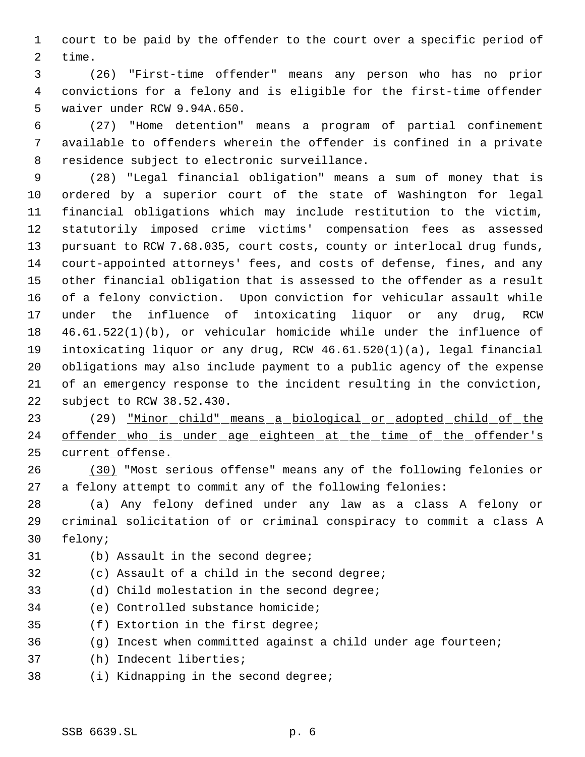court to be paid by the offender to the court over a specific period of time.

(26) "First-time offender" means any person who has no prior convictions for a felony and is eligible for the first-time offender waiver under RCW 9.94A.650.

(27) "Home detention" means a program of partial confinement available to offenders wherein the offender is confined in a private residence subject to electronic surveillance.

(28) "Legal financial obligation" means a sum of money that is ordered by a superior court of the state of Washington for legal financial obligations which may include restitution to the victim, statutorily imposed crime victims' compensation fees as assessed pursuant to RCW 7.68.035, court costs, county or interlocal drug funds, court-appointed attorneys' fees, and costs of defense, fines, and any other financial obligation that is assessed to the offender as a result of a felony conviction. Upon conviction for vehicular assault while under the influence of intoxicating liquor or any drug, RCW 46.61.522(1)(b), or vehicular homicide while under the influence of intoxicating liquor or any drug, RCW 46.61.520(1)(a), legal financial obligations may also include payment to a public agency of the expense of an emergency response to the incident resulting in the conviction, subject to RCW 38.52.430.

(29) <u>"Minor child" means a biological or adopted child of the offender who is under age eighteen at the time of the offender's current offense.</u>

<u>(30)</u> "Most serious offense" means any of the following felonies or a felony attempt to commit any of the following felonies:

(a) Any felony defined under any law as a class A felony or criminal solicitation of or criminal conspiracy to commit a class A felony;

(b) Assault in the second degree;

(c) Assault of a child in the second degree;

(d) Child molestation in the second degree;

(e) Controlled substance homicide;

(f) Extortion in the first degree;

(g) Incest when committed against a child under age fourteen;

(h) Indecent liberties;

(i) Kidnapping in the second degree;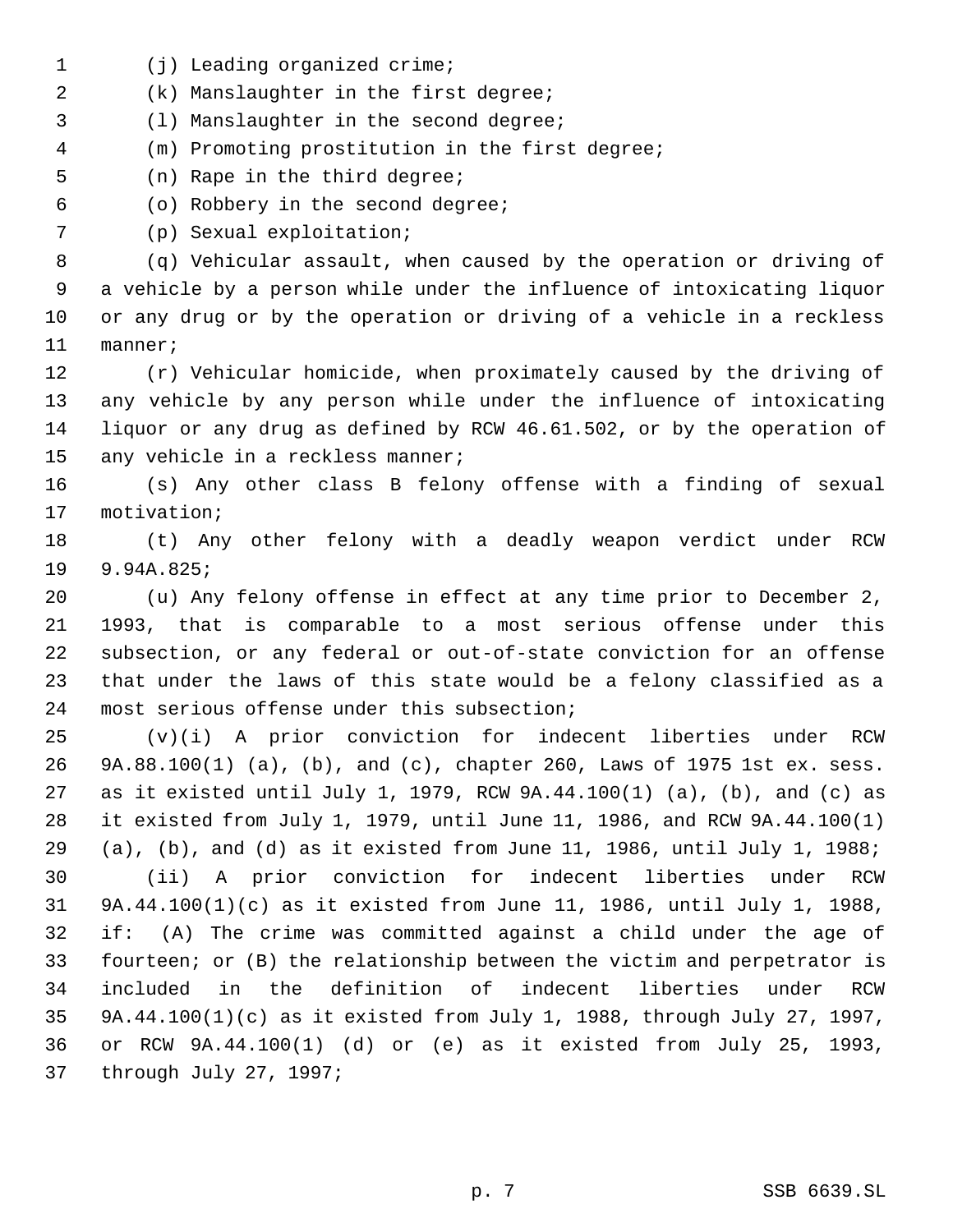(j) Leading organized crime;

(k) Manslaughter in the first degree;

(l) Manslaughter in the second degree;

(m) Promoting prostitution in the first degree;

(n) Rape in the third degree;

(o) Robbery in the second degree;

(p) Sexual exploitation;

(q) Vehicular assault, when caused by the operation or driving of a vehicle by a person while under the influence of intoxicating liquor or any drug or by the operation or driving of a vehicle in a reckless manner;

(r) Vehicular homicide, when proximately caused by the driving of any vehicle by any person while under the influence of intoxicating liquor or any drug as defined by RCW 46.61.502, or by the operation of any vehicle in a reckless manner;

(s) Any other class B felony offense with a finding of sexual motivation;

(t) Any other felony with a deadly weapon verdict under RCW 9.94A.825;

(u) Any felony offense in effect at any time prior to December 2, 1993, that is comparable to a most serious offense under this subsection, or any federal or out-of-state conviction for an offense that under the laws of this state would be a felony classified as a most serious offense under this subsection;

(v)(i) A prior conviction for indecent liberties under RCW 9A.88.100(1) (a), (b), and (c), chapter 260, Laws of 1975 1st ex. sess. as it existed until July 1, 1979, RCW 9A.44.100(1) (a), (b), and (c) as it existed from July 1, 1979, until June 11, 1986, and RCW 9A.44.100(1) (a), (b), and (d) as it existed from June 11, 1986, until July 1, 1988;

(ii) A prior conviction for indecent liberties under RCW 9A.44.100(1)(c) as it existed from June 11, 1986, until July 1, 1988, if: (A) The crime was committed against a child under the age of fourteen; or (B) the relationship between the victim and perpetrator is included in the definition of indecent liberties under RCW 9A.44.100(1)(c) as it existed from July 1, 1988, through July 27, 1997, or RCW 9A.44.100(1) (d) or (e) as it existed from July 25, 1993, through July 27, 1997;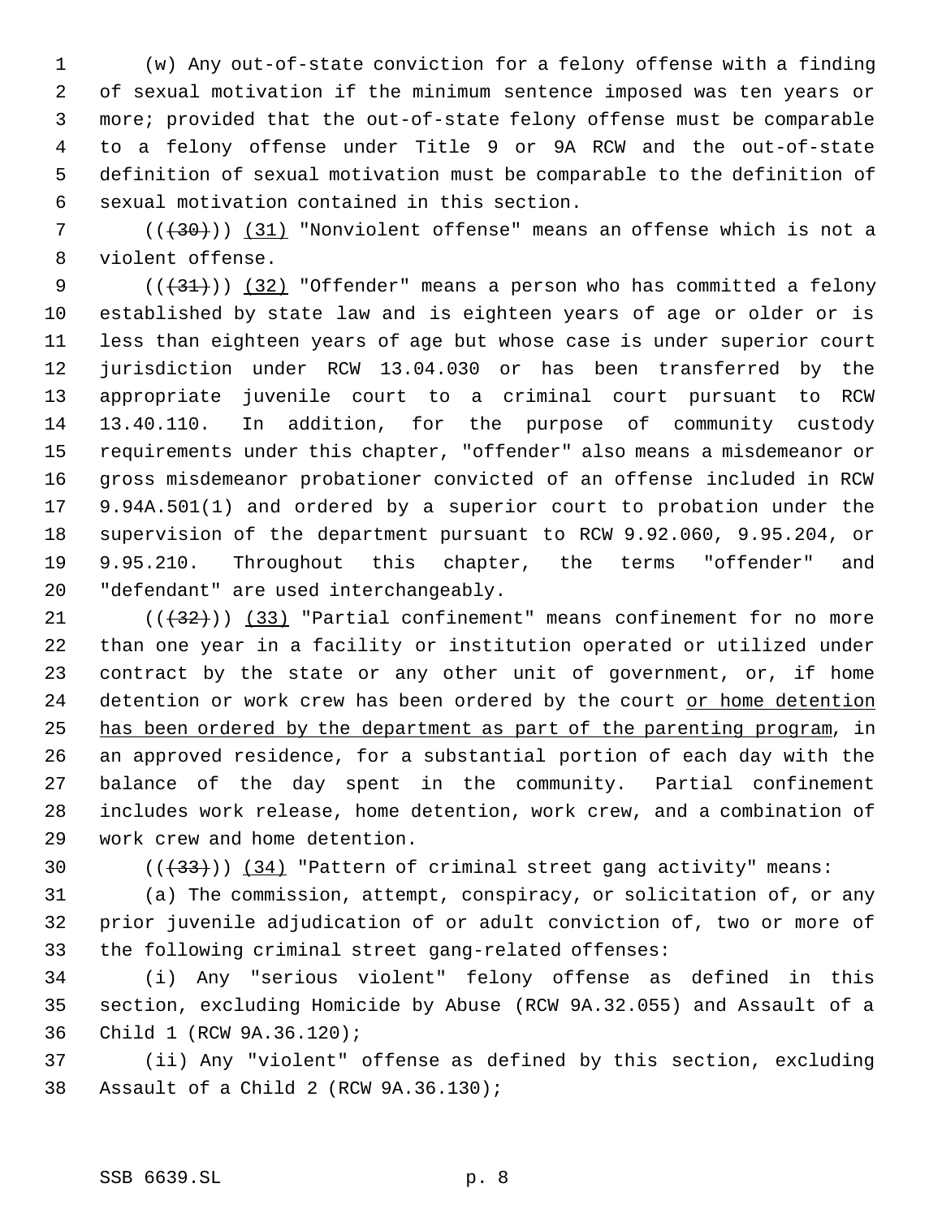(w) Any out-of-state conviction for a felony offense with a finding of sexual motivation if the minimum sentence imposed was ten years or more; provided that the out-of-state felony offense must be comparable to a felony offense under Title 9 or 9A RCW and the out-of-state definition of sexual motivation must be comparable to the definition of sexual motivation contained in this section.

(( ~~(30)~~ )) <u>(31)</u> "Nonviolent offense" means an offense which is not a violent offense.

(( ~~(31)~~ )) <u>(32)</u> "Offender" means a person who has committed a felony established by state law and is eighteen years of age or older or is less than eighteen years of age but whose case is under superior court jurisdiction under RCW 13.04.030 or has been transferred by the appropriate juvenile court to a criminal court pursuant to RCW 13.40.110. In addition, for the purpose of community custody requirements under this chapter, "offender" also means a misdemeanor or gross misdemeanor probationer convicted of an offense included in RCW 9.94A.501(1) and ordered by a superior court to probation under the supervision of the department pursuant to RCW 9.92.060, 9.95.204, or 9.95.210. Throughout this chapter, the terms "offender" and "defendant" are used interchangeably.

(( ~~(32)~~ )) <u>(33)</u> "Partial confinement" means confinement for no more than one year in a facility or institution operated or utilized under contract by the state or any other unit of government, or, if home detention or work crew has been ordered by the court <u>or home detention has been ordered by the department as part of the parenting program</u>, in an approved residence, for a substantial portion of each day with the balance of the day spent in the community. Partial confinement includes work release, home detention, work crew, and a combination of work crew and home detention.

(( ~~(33)~~ )) <u>(34)</u> "Pattern of criminal street gang activity" means:

(a) The commission, attempt, conspiracy, or solicitation of, or any prior juvenile adjudication of or adult conviction of, two or more of the following criminal street gang-related offenses:

(i) Any "serious violent" felony offense as defined in this section, excluding Homicide by Abuse (RCW 9A.32.055) and Assault of a Child 1 (RCW 9A.36.120);

(ii) Any "violent" offense as defined by this section, excluding Assault of a Child 2 (RCW 9A.36.130);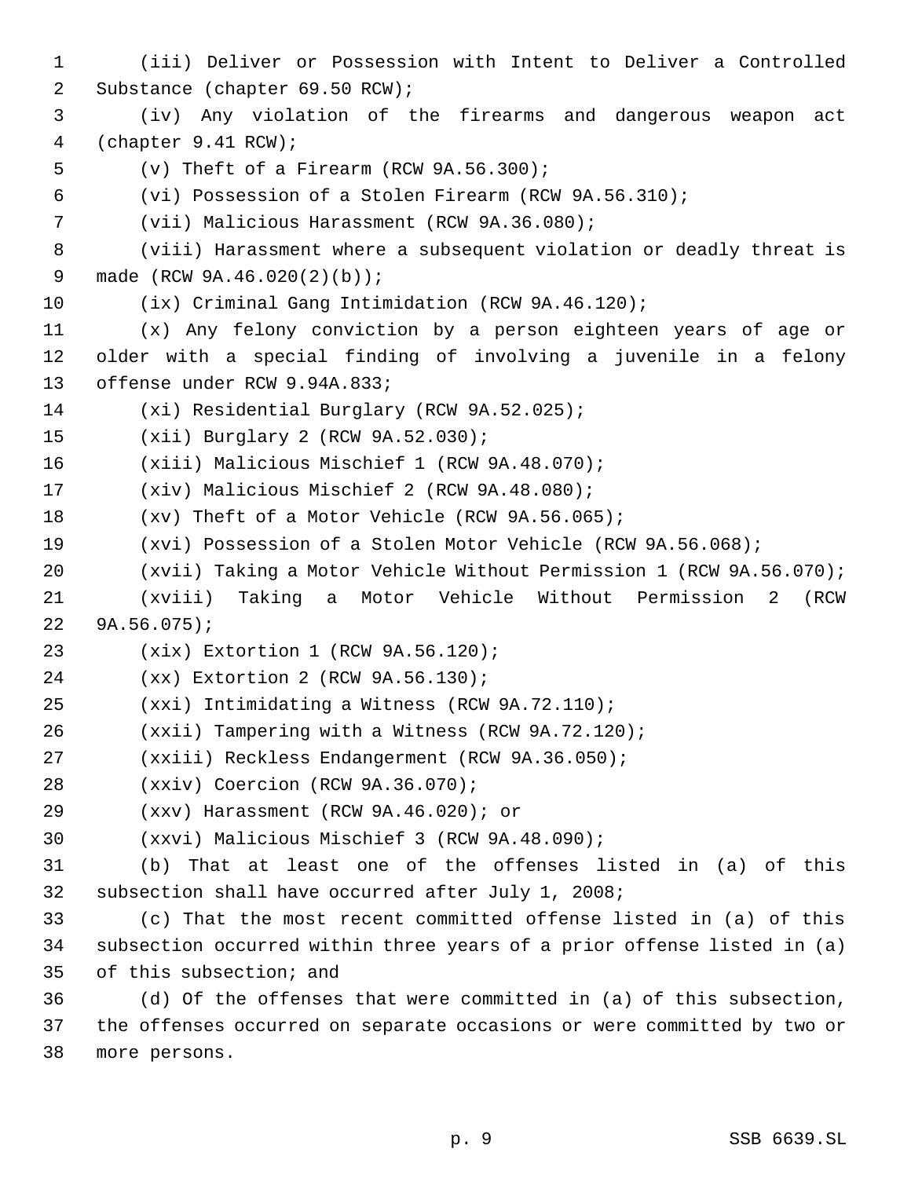(iii) Deliver or Possession with Intent to Deliver a Controlled Substance (chapter 69.50 RCW);

(iv) Any violation of the firearms and dangerous weapon act (chapter 9.41 RCW);

(v) Theft of a Firearm (RCW 9A.56.300);

(vi) Possession of a Stolen Firearm (RCW 9A.56.310);

(vii) Malicious Harassment (RCW 9A.36.080);

(viii) Harassment where a subsequent violation or deadly threat is made (RCW 9A.46.020(2)(b));

(ix) Criminal Gang Intimidation (RCW 9A.46.120);

(x) Any felony conviction by a person eighteen years of age or older with a special finding of involving a juvenile in a felony offense under RCW 9.94A.833;

(xi) Residential Burglary (RCW 9A.52.025);

(xii) Burglary 2 (RCW 9A.52.030);

(xiii) Malicious Mischief 1 (RCW 9A.48.070);

(xiv) Malicious Mischief 2 (RCW 9A.48.080);

(xv) Theft of a Motor Vehicle (RCW 9A.56.065);

(xvi) Possession of a Stolen Motor Vehicle (RCW 9A.56.068);

(xvii) Taking a Motor Vehicle Without Permission 1 (RCW 9A.56.070);

(xviii) Taking a Motor Vehicle Without Permission 2 (RCW 9A.56.075);

(xix) Extortion 1 (RCW 9A.56.120);

(xx) Extortion 2 (RCW 9A.56.130);

(xxi) Intimidating a Witness (RCW 9A.72.110);

(xxii) Tampering with a Witness (RCW 9A.72.120);

(xxiii) Reckless Endangerment (RCW 9A.36.050);

(xxiv) Coercion (RCW 9A.36.070);

(xxv) Harassment (RCW 9A.46.020); or

(xxvi) Malicious Mischief 3 (RCW 9A.48.090);

(b) That at least one of the offenses listed in (a) of this subsection shall have occurred after July 1, 2008;

(c) That the most recent committed offense listed in (a) of this subsection occurred within three years of a prior offense listed in (a) of this subsection; and

(d) Of the offenses that were committed in (a) of this subsection, the offenses occurred on separate occasions or were committed by two or more persons.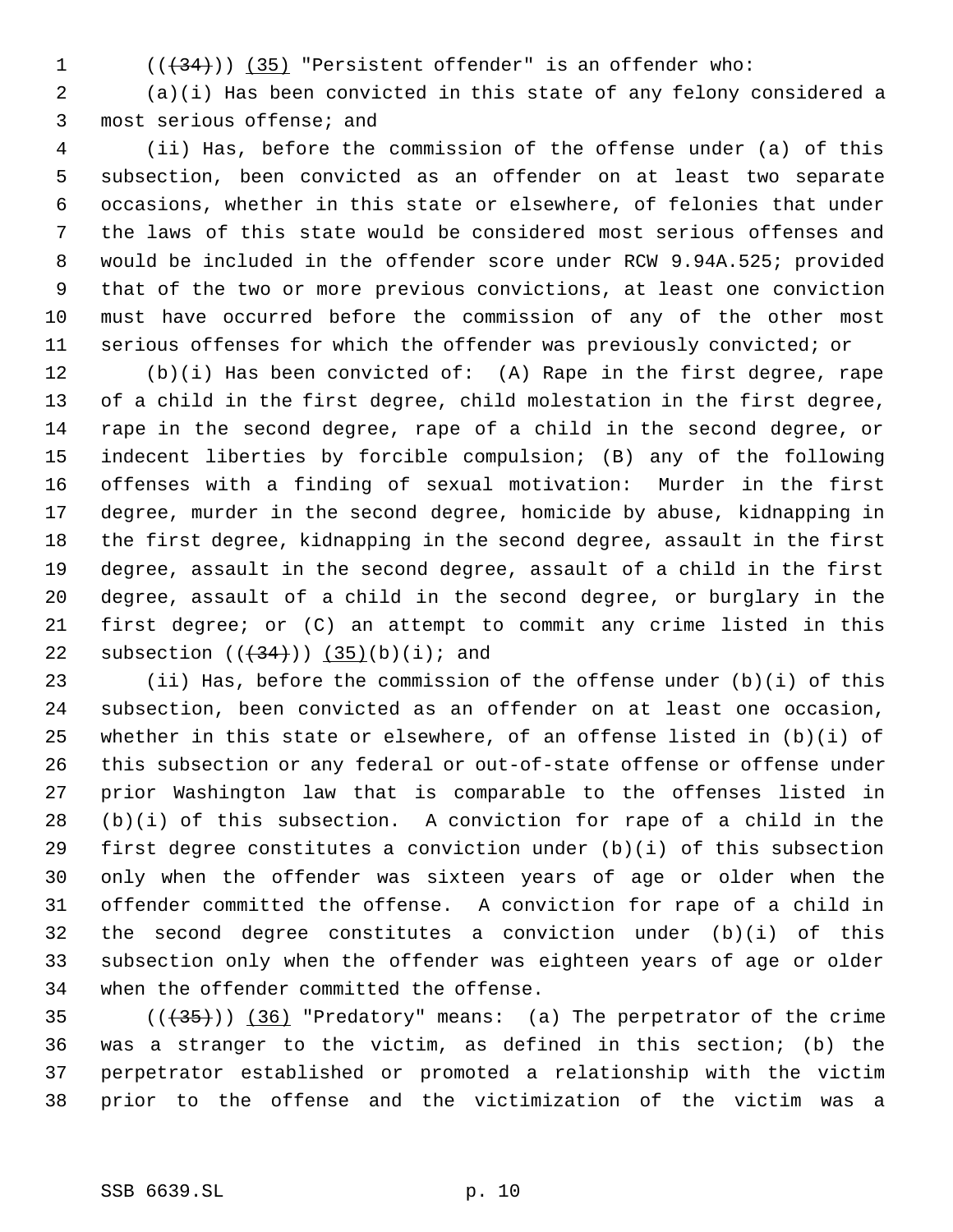(((34))) (35) "Persistent offender" is an offender who:

(a)(i) Has been convicted in this state of any felony considered a most serious offense; and

(ii) Has, before the commission of the offense under (a) of this subsection, been convicted as an offender on at least two separate occasions, whether in this state or elsewhere, of felonies that under the laws of this state would be considered most serious offenses and would be included in the offender score under RCW 9.94A.525; provided that of the two or more previous convictions, at least one conviction must have occurred before the commission of any of the other most serious offenses for which the offender was previously convicted; or

(b)(i) Has been convicted of: (A) Rape in the first degree, rape of a child in the first degree, child molestation in the first degree, rape in the second degree, rape of a child in the second degree, or indecent liberties by forcible compulsion; (B) any of the following offenses with a finding of sexual motivation: Murder in the first degree, murder in the second degree, homicide by abuse, kidnapping in the first degree, kidnapping in the second degree, assault in the first degree, assault in the second degree, assault of a child in the first degree, assault of a child in the second degree, or burglary in the first degree; or (C) an attempt to commit any crime listed in this subsection (((34))) (35)(b)(i); and

(ii) Has, before the commission of the offense under (b)(i) of this subsection, been convicted as an offender on at least one occasion, whether in this state or elsewhere, of an offense listed in (b)(i) of this subsection or any federal or out-of-state offense or offense under prior Washington law that is comparable to the offenses listed in (b)(i) of this subsection. A conviction for rape of a child in the first degree constitutes a conviction under (b)(i) of this subsection only when the offender was sixteen years of age or older when the offender committed the offense. A conviction for rape of a child in the second degree constitutes a conviction under (b)(i) of this subsection only when the offender was eighteen years of age or older when the offender committed the offense.

(((35))) (36) "Predatory" means: (a) The perpetrator of the crime was a stranger to the victim, as defined in this section; (b) the perpetrator established or promoted a relationship with the victim prior to the offense and the victimization of the victim was a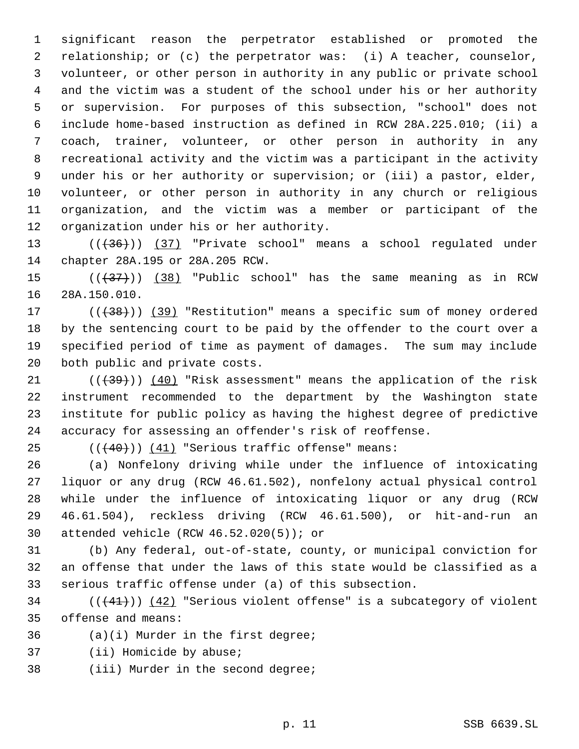significant reason the perpetrator established or promoted the relationship; or (c) the perpetrator was: (i) A teacher, counselor, volunteer, or other person in authority in any public or private school and the victim was a student of the school under his or her authority or supervision. For purposes of this subsection, "school" does not include home-based instruction as defined in RCW 28A.225.010; (ii) a coach, trainer, volunteer, or other person in authority in any recreational activity and the victim was a participant in the activity under his or her authority or supervision; or (iii) a pastor, elder, volunteer, or other person in authority in any church or religious organization, and the victim was a member or participant of the organization under his or her authority.

~~((36))~~ (37) "Private school" means a school regulated under chapter 28A.195 or 28A.205 RCW.

~~((37))~~ (38) "Public school" has the same meaning as in RCW 28A.150.010.

~~((38))~~ (39) "Restitution" means a specific sum of money ordered by the sentencing court to be paid by the offender to the court over a specified period of time as payment of damages. The sum may include both public and private costs.

~~((39))~~ (40) "Risk assessment" means the application of the risk instrument recommended to the department by the Washington state institute for public policy as having the highest degree of predictive accuracy for assessing an offender's risk of reoffense.

~~((40))~~ (41) "Serious traffic offense" means:

(a) Nonfelony driving while under the influence of intoxicating liquor or any drug (RCW 46.61.502), nonfelony actual physical control while under the influence of intoxicating liquor or any drug (RCW 46.61.504), reckless driving (RCW 46.61.500), or hit-and-run an attended vehicle (RCW 46.52.020(5)); or

(b) Any federal, out-of-state, county, or municipal conviction for an offense that under the laws of this state would be classified as a serious traffic offense under (a) of this subsection.

~~((41))~~ (42) "Serious violent offense" is a subcategory of violent offense and means:

(a)(i) Murder in the first degree;

(ii) Homicide by abuse;

(iii) Murder in the second degree;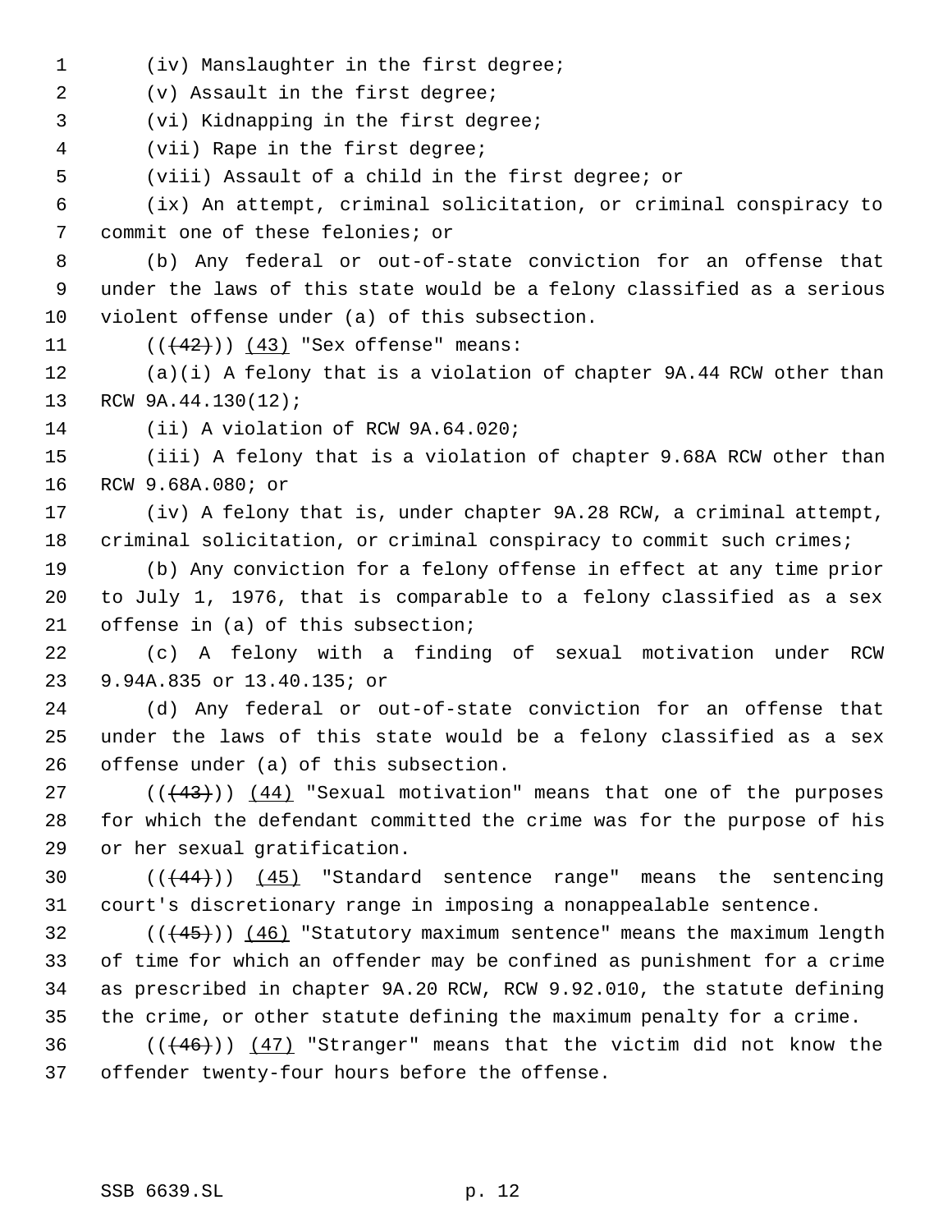(iv) Manslaughter in the first degree;

(v) Assault in the first degree;

(vi) Kidnapping in the first degree;

(vii) Rape in the first degree;

(viii) Assault of a child in the first degree; or

(ix) An attempt, criminal solicitation, or criminal conspiracy to commit one of these felonies; or

(b) Any federal or out-of-state conviction for an offense that under the laws of this state would be a felony classified as a serious violent offense under (a) of this subsection.

~~((42))~~ (43) "Sex offense" means:

(a)(i) A felony that is a violation of chapter 9A.44 RCW other than RCW 9A.44.130(12);

(ii) A violation of RCW 9A.64.020;

(iii) A felony that is a violation of chapter 9.68A RCW other than RCW 9.68A.080; or

(iv) A felony that is, under chapter 9A.28 RCW, a criminal attempt, criminal solicitation, or criminal conspiracy to commit such crimes;

(b) Any conviction for a felony offense in effect at any time prior to July 1, 1976, that is comparable to a felony classified as a sex offense in (a) of this subsection;

(c) A felony with a finding of sexual motivation under RCW 9.94A.835 or 13.40.135; or

(d) Any federal or out-of-state conviction for an offense that under the laws of this state would be a felony classified as a sex offense under (a) of this subsection.

~~((43))~~ (44) "Sexual motivation" means that one of the purposes for which the defendant committed the crime was for the purpose of his or her sexual gratification.

~~((44))~~ (45) "Standard sentence range" means the sentencing court's discretionary range in imposing a nonappealable sentence.

~~((45))~~ (46) "Statutory maximum sentence" means the maximum length of time for which an offender may be confined as punishment for a crime as prescribed in chapter 9A.20 RCW, RCW 9.92.010, the statute defining the crime, or other statute defining the maximum penalty for a crime.

~~((46))~~ (47) "Stranger" means that the victim did not know the offender twenty-four hours before the offense.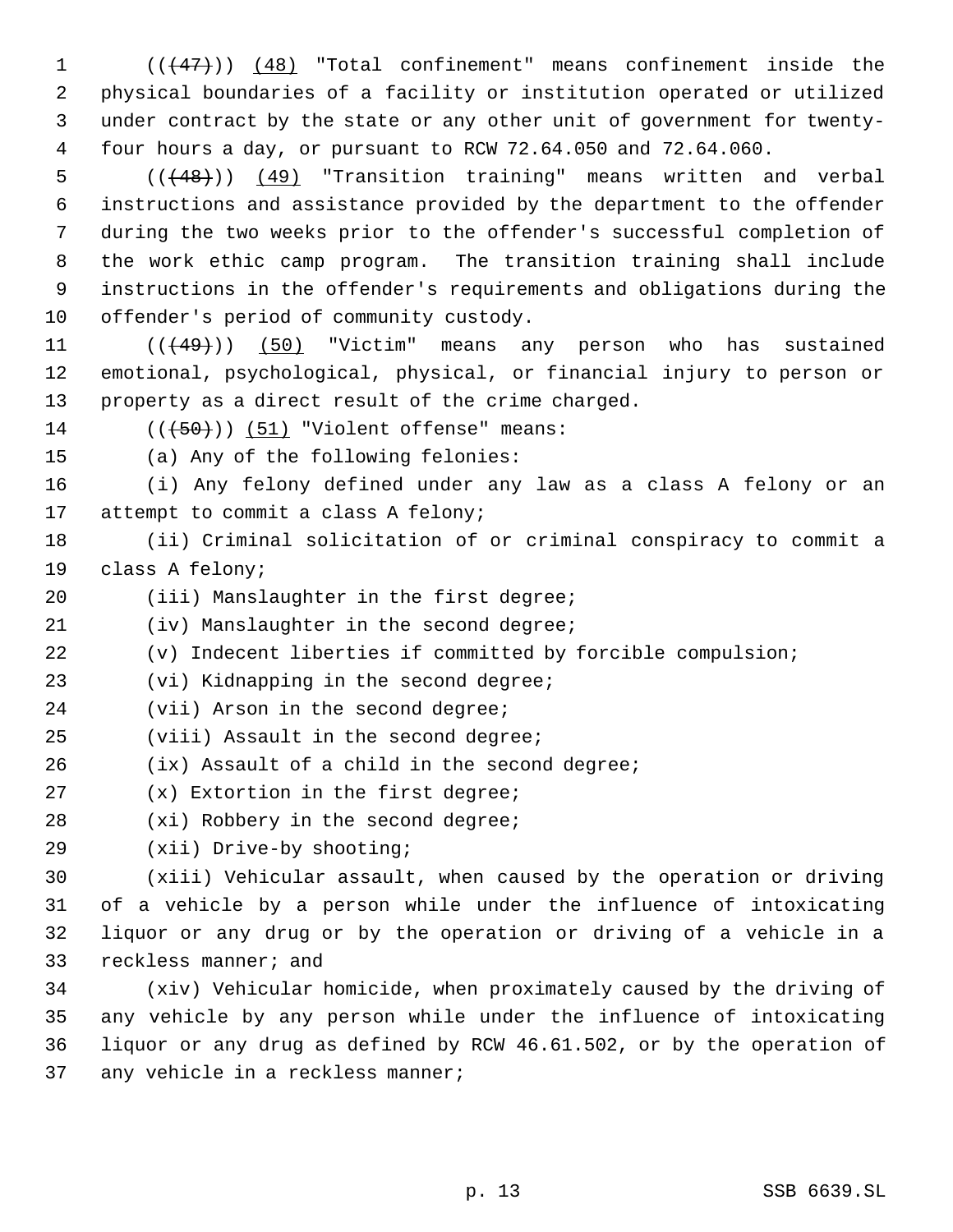((~~(47)~~)) (48) "Total confinement" means confinement inside the physical boundaries of a facility or institution operated or utilized under contract by the state or any other unit of government for twenty-four hours a day, or pursuant to RCW 72.64.050 and 72.64.060.

((~~(48)~~)) (49) "Transition training" means written and verbal instructions and assistance provided by the department to the offender during the two weeks prior to the offender's successful completion of the work ethic camp program. The transition training shall include instructions in the offender's requirements and obligations during the offender's period of community custody.

((~~(49)~~)) (50) "Victim" means any person who has sustained emotional, psychological, physical, or financial injury to person or property as a direct result of the crime charged.

((~~(50)~~)) (51) "Violent offense" means:

(a) Any of the following felonies:

(i) Any felony defined under any law as a class A felony or an attempt to commit a class A felony;

(ii) Criminal solicitation of or criminal conspiracy to commit a class A felony;

(iii) Manslaughter in the first degree;

(iv) Manslaughter in the second degree;

(v) Indecent liberties if committed by forcible compulsion;

(vi) Kidnapping in the second degree;

(vii) Arson in the second degree;

(viii) Assault in the second degree;

(ix) Assault of a child in the second degree;

(x) Extortion in the first degree;

(xi) Robbery in the second degree;

(xii) Drive-by shooting;

(xiii) Vehicular assault, when caused by the operation or driving of a vehicle by a person while under the influence of intoxicating liquor or any drug or by the operation or driving of a vehicle in a reckless manner; and

(xiv) Vehicular homicide, when proximately caused by the driving of any vehicle by any person while under the influence of intoxicating liquor or any drug as defined by RCW 46.61.502, or by the operation of any vehicle in a reckless manner;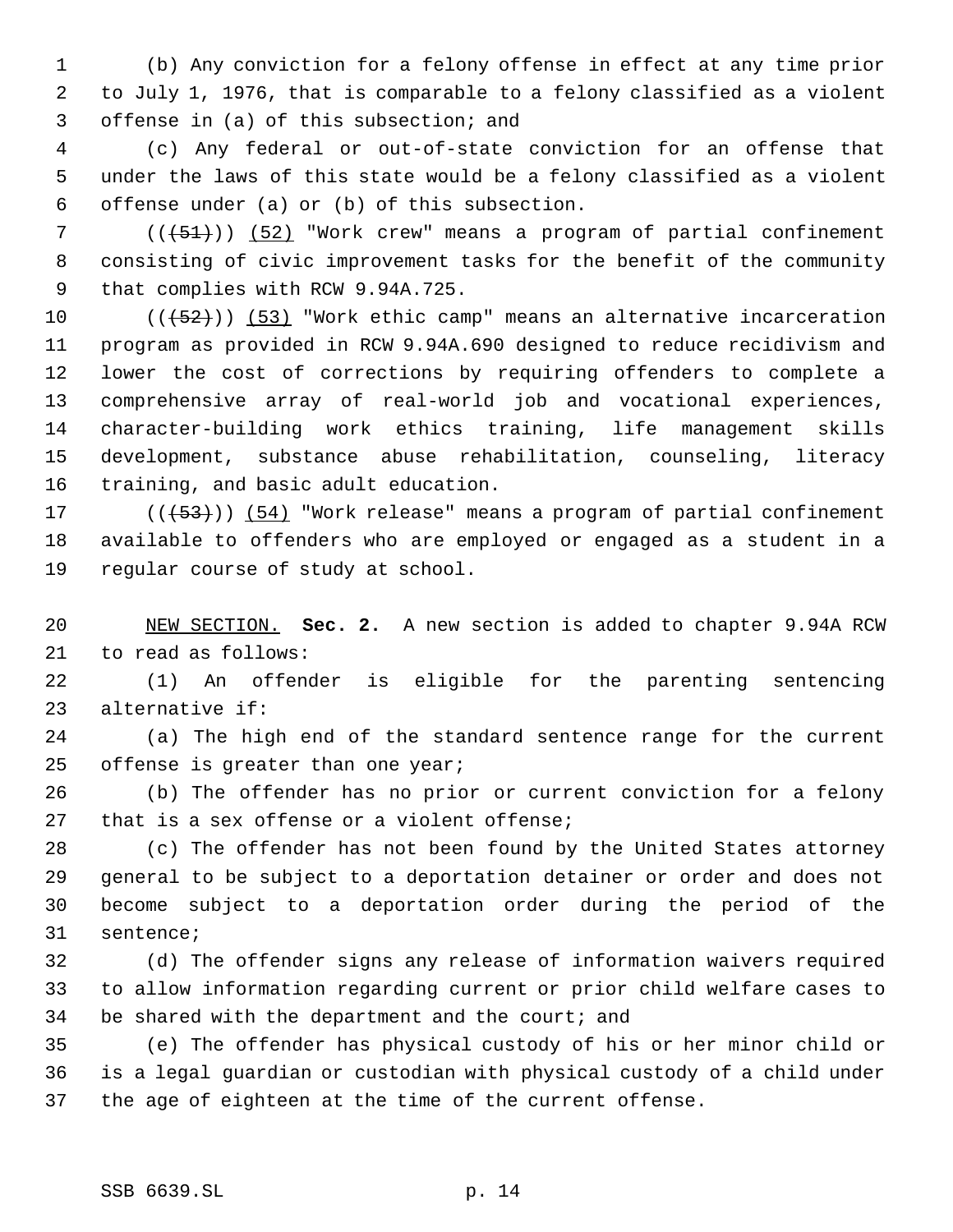(b) Any conviction for a felony offense in effect at any time prior to July 1, 1976, that is comparable to a felony classified as a violent offense in (a) of this subsection; and

(c) Any federal or out-of-state conviction for an offense that under the laws of this state would be a felony classified as a violent offense under (a) or (b) of this subsection.

~~((~~(51)~~))~~ (52) "Work crew" means a program of partial confinement consisting of civic improvement tasks for the benefit of the community that complies with RCW 9.94A.725.

~~((~~(52)~~))~~ (53) "Work ethic camp" means an alternative incarceration program as provided in RCW 9.94A.690 designed to reduce recidivism and lower the cost of corrections by requiring offenders to complete a comprehensive array of real-world job and vocational experiences, character-building work ethics training, life management skills development, substance abuse rehabilitation, counseling, literacy training, and basic adult education.

~~((~~(53)~~))~~ (54) "Work release" means a program of partial confinement available to offenders who are employed or engaged as a student in a regular course of study at school.

NEW SECTION. **Sec. 2.** A new section is added to chapter 9.94A RCW to read as follows:

(1) An offender is eligible for the parenting sentencing alternative if:

(a) The high end of the standard sentence range for the current offense is greater than one year;

(b) The offender has no prior or current conviction for a felony that is a sex offense or a violent offense;

(c) The offender has not been found by the United States attorney general to be subject to a deportation detainer or order and does not become subject to a deportation order during the period of the sentence;

(d) The offender signs any release of information waivers required to allow information regarding current or prior child welfare cases to be shared with the department and the court; and

(e) The offender has physical custody of his or her minor child or is a legal guardian or custodian with physical custody of a child under the age of eighteen at the time of the current offense.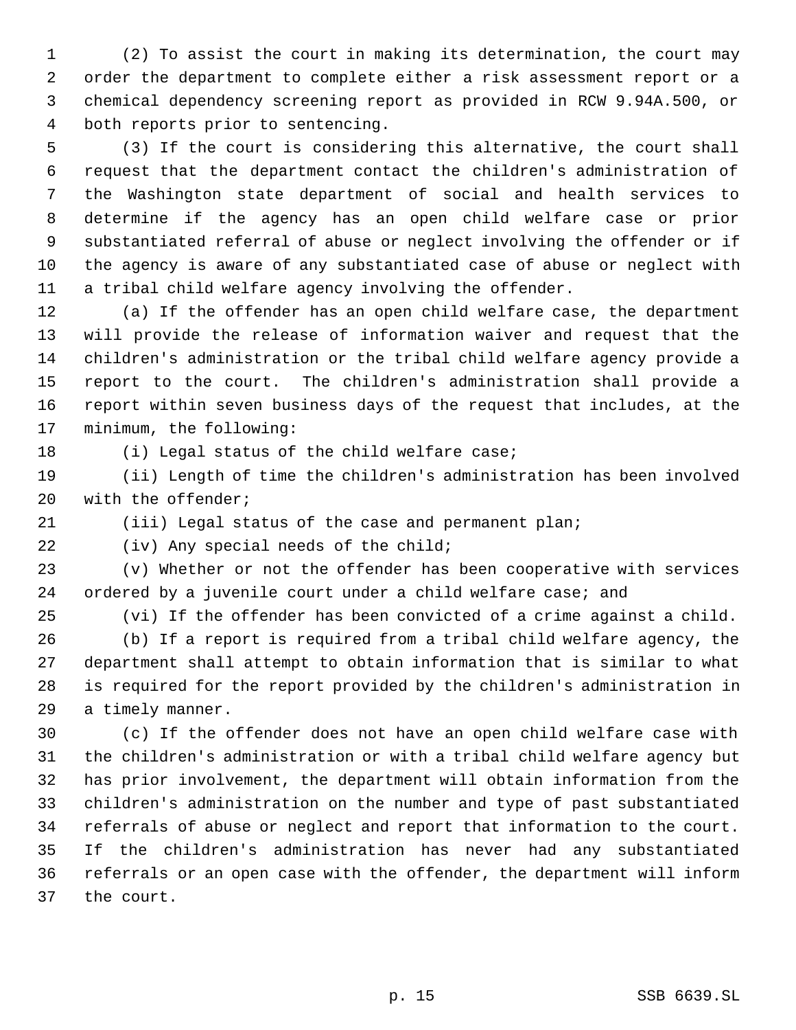(2) To assist the court in making its determination, the court may order the department to complete either a risk assessment report or a chemical dependency screening report as provided in RCW 9.94A.500, or both reports prior to sentencing.

(3) If the court is considering this alternative, the court shall request that the department contact the children's administration of the Washington state department of social and health services to determine if the agency has an open child welfare case or prior substantiated referral of abuse or neglect involving the offender or if the agency is aware of any substantiated case of abuse or neglect with a tribal child welfare agency involving the offender.

(a) If the offender has an open child welfare case, the department will provide the release of information waiver and request that the children's administration or the tribal child welfare agency provide a report to the court. The children's administration shall provide a report within seven business days of the request that includes, at the minimum, the following:

(i) Legal status of the child welfare case;

(ii) Length of time the children's administration has been involved with the offender;

(iii) Legal status of the case and permanent plan;

(iv) Any special needs of the child;

(v) Whether or not the offender has been cooperative with services ordered by a juvenile court under a child welfare case; and

(vi) If the offender has been convicted of a crime against a child.

(b) If a report is required from a tribal child welfare agency, the department shall attempt to obtain information that is similar to what is required for the report provided by the children's administration in a timely manner.

(c) If the offender does not have an open child welfare case with the children's administration or with a tribal child welfare agency but has prior involvement, the department will obtain information from the children's administration on the number and type of past substantiated referrals of abuse or neglect and report that information to the court. If the children's administration has never had any substantiated referrals or an open case with the offender, the department will inform the court.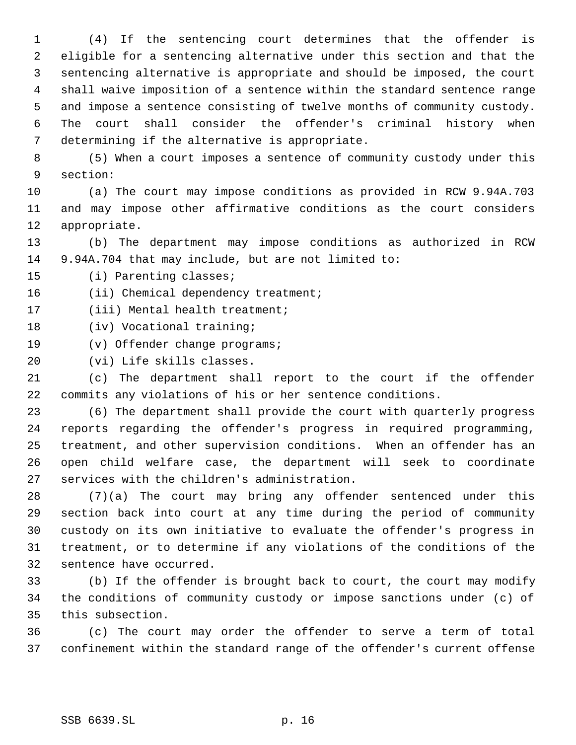(4) If the sentencing court determines that the offender is eligible for a sentencing alternative under this section and that the sentencing alternative is appropriate and should be imposed, the court shall waive imposition of a sentence within the standard sentence range and impose a sentence consisting of twelve months of community custody. The court shall consider the offender's criminal history when determining if the alternative is appropriate.

(5) When a court imposes a sentence of community custody under this section:

(a) The court may impose conditions as provided in RCW 9.94A.703 and may impose other affirmative conditions as the court considers appropriate.

(b) The department may impose conditions as authorized in RCW 9.94A.704 that may include, but are not limited to:

(i) Parenting classes;

(ii) Chemical dependency treatment;

(iii) Mental health treatment;

(iv) Vocational training;

(v) Offender change programs;

(vi) Life skills classes.

(c) The department shall report to the court if the offender commits any violations of his or her sentence conditions.

(6) The department shall provide the court with quarterly progress reports regarding the offender's progress in required programming, treatment, and other supervision conditions. When an offender has an open child welfare case, the department will seek to coordinate services with the children's administration.

(7)(a) The court may bring any offender sentenced under this section back into court at any time during the period of community custody on its own initiative to evaluate the offender's progress in treatment, or to determine if any violations of the conditions of the sentence have occurred.

(b) If the offender is brought back to court, the court may modify the conditions of community custody or impose sanctions under (c) of this subsection.

(c) The court may order the offender to serve a term of total confinement within the standard range of the offender's current offense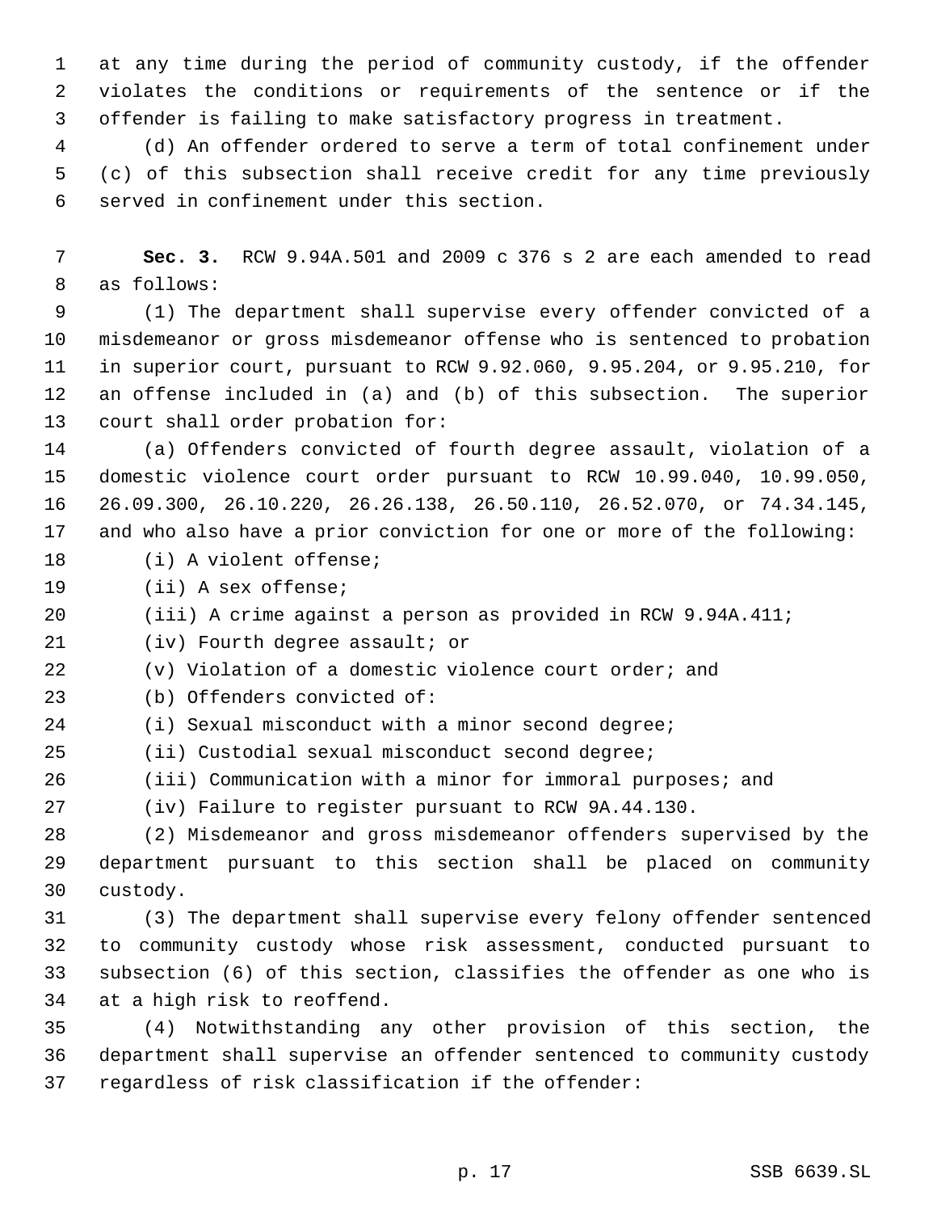at any time during the period of community custody, if the offender violates the conditions or requirements of the sentence or if the offender is failing to make satisfactory progress in treatment.

(d) An offender ordered to serve a term of total confinement under (c) of this subsection shall receive credit for any time previously served in confinement under this section.

**Sec. 3.** RCW 9.94A.501 and 2009 c 376 s 2 are each amended to read as follows:

(1) The department shall supervise every offender convicted of a misdemeanor or gross misdemeanor offense who is sentenced to probation in superior court, pursuant to RCW 9.92.060, 9.95.204, or 9.95.210, for an offense included in (a) and (b) of this subsection. The superior court shall order probation for:

(a) Offenders convicted of fourth degree assault, violation of a domestic violence court order pursuant to RCW 10.99.040, 10.99.050, 26.09.300, 26.10.220, 26.26.138, 26.50.110, 26.52.070, or 74.34.145, and who also have a prior conviction for one or more of the following:

(i) A violent offense;

(ii) A sex offense;

(iii) A crime against a person as provided in RCW 9.94A.411;

(iv) Fourth degree assault; or

(v) Violation of a domestic violence court order; and

(b) Offenders convicted of:

(i) Sexual misconduct with a minor second degree;

(ii) Custodial sexual misconduct second degree;

(iii) Communication with a minor for immoral purposes; and

(iv) Failure to register pursuant to RCW 9A.44.130.

(2) Misdemeanor and gross misdemeanor offenders supervised by the department pursuant to this section shall be placed on community custody.

(3) The department shall supervise every felony offender sentenced to community custody whose risk assessment, conducted pursuant to subsection (6) of this section, classifies the offender as one who is at a high risk to reoffend.

(4) Notwithstanding any other provision of this section, the department shall supervise an offender sentenced to community custody regardless of risk classification if the offender: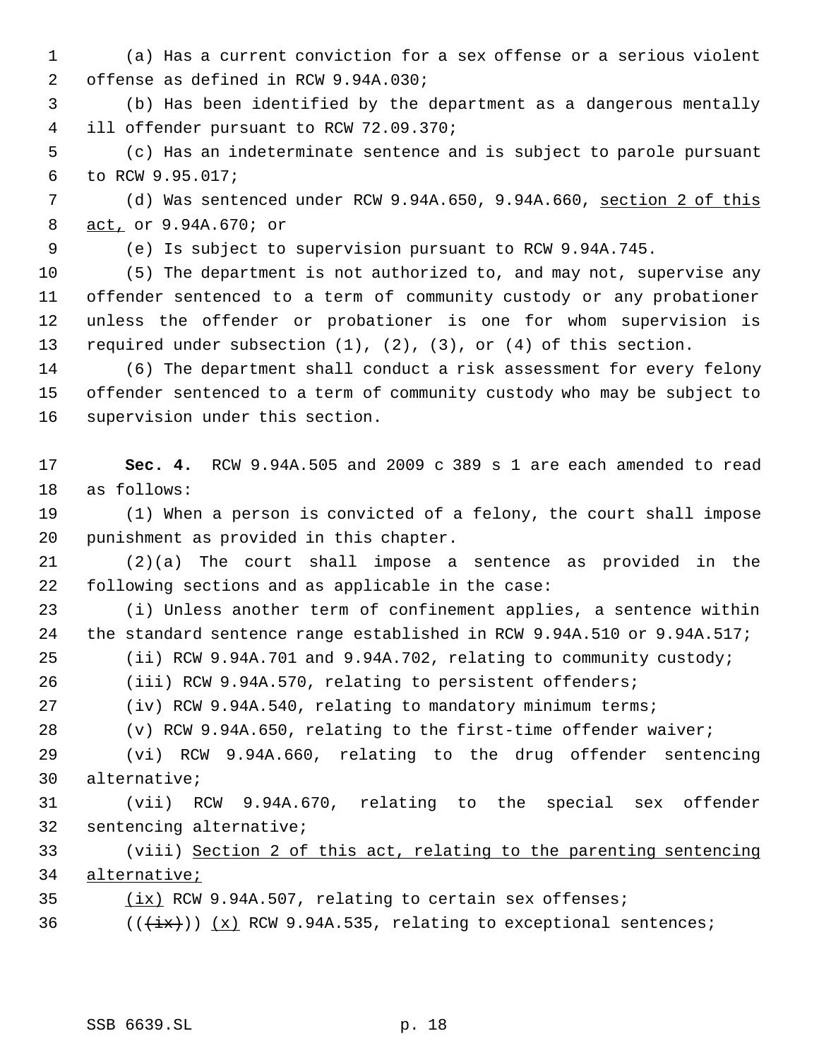(a) Has a current conviction for a sex offense or a serious violent offense as defined in RCW 9.94A.030;

(b) Has been identified by the department as a dangerous mentally ill offender pursuant to RCW 72.09.370;

(c) Has an indeterminate sentence and is subject to parole pursuant to RCW 9.95.017;

(d) Was sentenced under RCW 9.94A.650, 9.94A.660, section 2 of this act, or 9.94A.670; or

(e) Is subject to supervision pursuant to RCW 9.94A.745.

(5) The department is not authorized to, and may not, supervise any offender sentenced to a term of community custody or any probationer unless the offender or probationer is one for whom supervision is required under subsection (1), (2), (3), or (4) of this section.

(6) The department shall conduct a risk assessment for every felony offender sentenced to a term of community custody who may be subject to supervision under this section.

**Sec. 4.** RCW 9.94A.505 and 2009 c 389 s 1 are each amended to read as follows:

(1) When a person is convicted of a felony, the court shall impose punishment as provided in this chapter.

(2)(a) The court shall impose a sentence as provided in the following sections and as applicable in the case:

(i) Unless another term of confinement applies, a sentence within the standard sentence range established in RCW 9.94A.510 or 9.94A.517;

(ii) RCW 9.94A.701 and 9.94A.702, relating to community custody;

(iii) RCW 9.94A.570, relating to persistent offenders;

(iv) RCW 9.94A.540, relating to mandatory minimum terms;

(v) RCW 9.94A.650, relating to the first-time offender waiver;

(vi) RCW 9.94A.660, relating to the drug offender sentencing alternative;

(vii) RCW 9.94A.670, relating to the special sex offender sentencing alternative;

(viii) Section 2 of this act, relating to the parenting sentencing alternative;

(ix) RCW 9.94A.507, relating to certain sex offenses;

(((ix))) (x) RCW 9.94A.535, relating to exceptional sentences;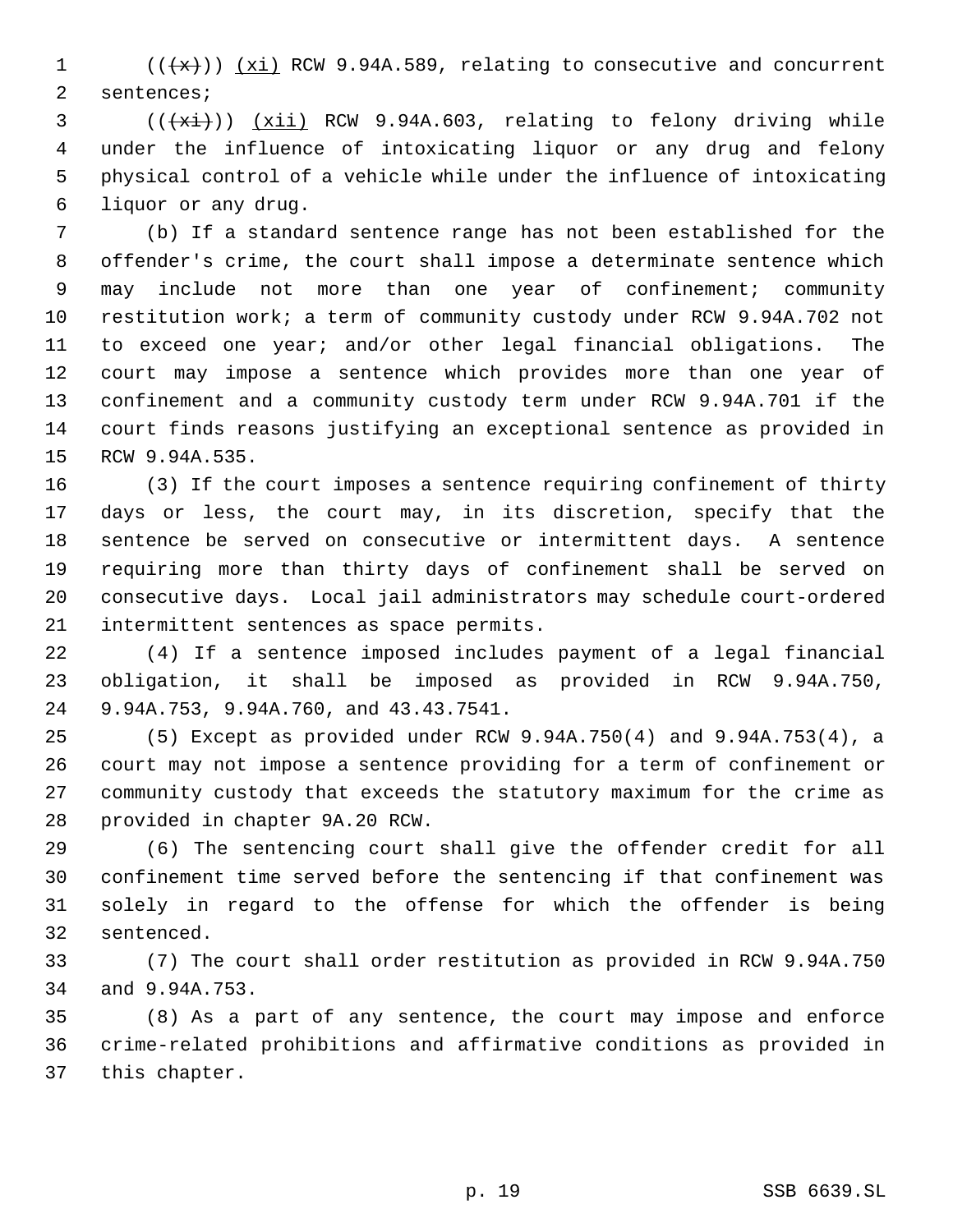(((x))) <u>(xi)</u> RCW 9.94A.589, relating to consecutive and concurrent sentences;

(((xi))) <u>(xii)</u> RCW 9.94A.603, relating to felony driving while under the influence of intoxicating liquor or any drug and felony physical control of a vehicle while under the influence of intoxicating liquor or any drug.

(b) If a standard sentence range has not been established for the offender's crime, the court shall impose a determinate sentence which may include not more than one year of confinement; community restitution work; a term of community custody under RCW 9.94A.702 not to exceed one year; and/or other legal financial obligations. The court may impose a sentence which provides more than one year of confinement and a community custody term under RCW 9.94A.701 if the court finds reasons justifying an exceptional sentence as provided in RCW 9.94A.535.

(3) If the court imposes a sentence requiring confinement of thirty days or less, the court may, in its discretion, specify that the sentence be served on consecutive or intermittent days. A sentence requiring more than thirty days of confinement shall be served on consecutive days. Local jail administrators may schedule court-ordered intermittent sentences as space permits.

(4) If a sentence imposed includes payment of a legal financial obligation, it shall be imposed as provided in RCW 9.94A.750, 9.94A.753, 9.94A.760, and 43.43.7541.

(5) Except as provided under RCW 9.94A.750(4) and 9.94A.753(4), a court may not impose a sentence providing for a term of confinement or community custody that exceeds the statutory maximum for the crime as provided in chapter 9A.20 RCW.

(6) The sentencing court shall give the offender credit for all confinement time served before the sentencing if that confinement was solely in regard to the offense for which the offender is being sentenced.

(7) The court shall order restitution as provided in RCW 9.94A.750 and 9.94A.753.

(8) As a part of any sentence, the court may impose and enforce crime-related prohibitions and affirmative conditions as provided in this chapter.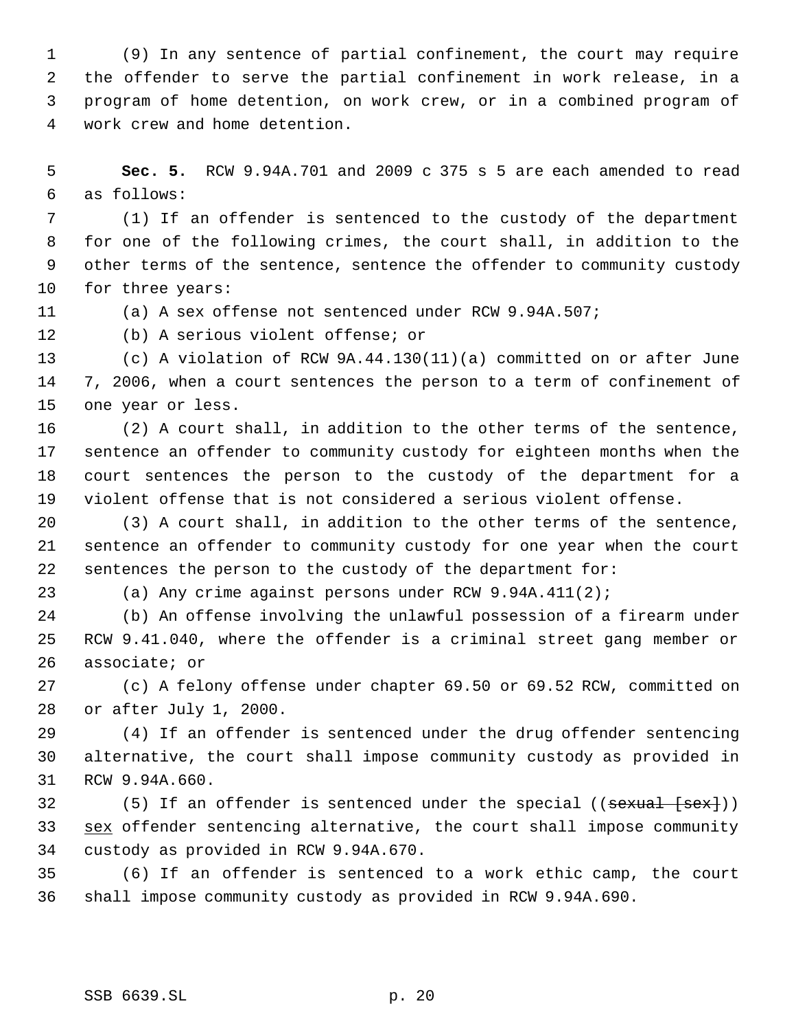(9) In any sentence of partial confinement, the court may require the offender to serve the partial confinement in work release, in a program of home detention, on work crew, or in a combined program of work crew and home detention.

**Sec. 5.** RCW 9.94A.701 and 2009 c 375 s 5 are each amended to read as follows:

(1) If an offender is sentenced to the custody of the department for one of the following crimes, the court shall, in addition to the other terms of the sentence, sentence the offender to community custody for three years:

(a) A sex offense not sentenced under RCW 9.94A.507;

(b) A serious violent offense; or

(c) A violation of RCW 9A.44.130(11)(a) committed on or after June 7, 2006, when a court sentences the person to a term of confinement of one year or less.

(2) A court shall, in addition to the other terms of the sentence, sentence an offender to community custody for eighteen months when the court sentences the person to the custody of the department for a violent offense that is not considered a serious violent offense.

(3) A court shall, in addition to the other terms of the sentence, sentence an offender to community custody for one year when the court sentences the person to the custody of the department for:

(a) Any crime against persons under RCW 9.94A.411(2);

(b) An offense involving the unlawful possession of a firearm under RCW 9.41.040, where the offender is a criminal street gang member or associate; or

(c) A felony offense under chapter 69.50 or 69.52 RCW, committed on or after July 1, 2000.

(4) If an offender is sentenced under the drug offender sentencing alternative, the court shall impose community custody as provided in RCW 9.94A.660.

(5) If an offender is sentenced under the special ((~~sexual [sex]~~)) <u>sex</u> offender sentencing alternative, the court shall impose community custody as provided in RCW 9.94A.670.

(6) If an offender is sentenced to a work ethic camp, the court shall impose community custody as provided in RCW 9.94A.690.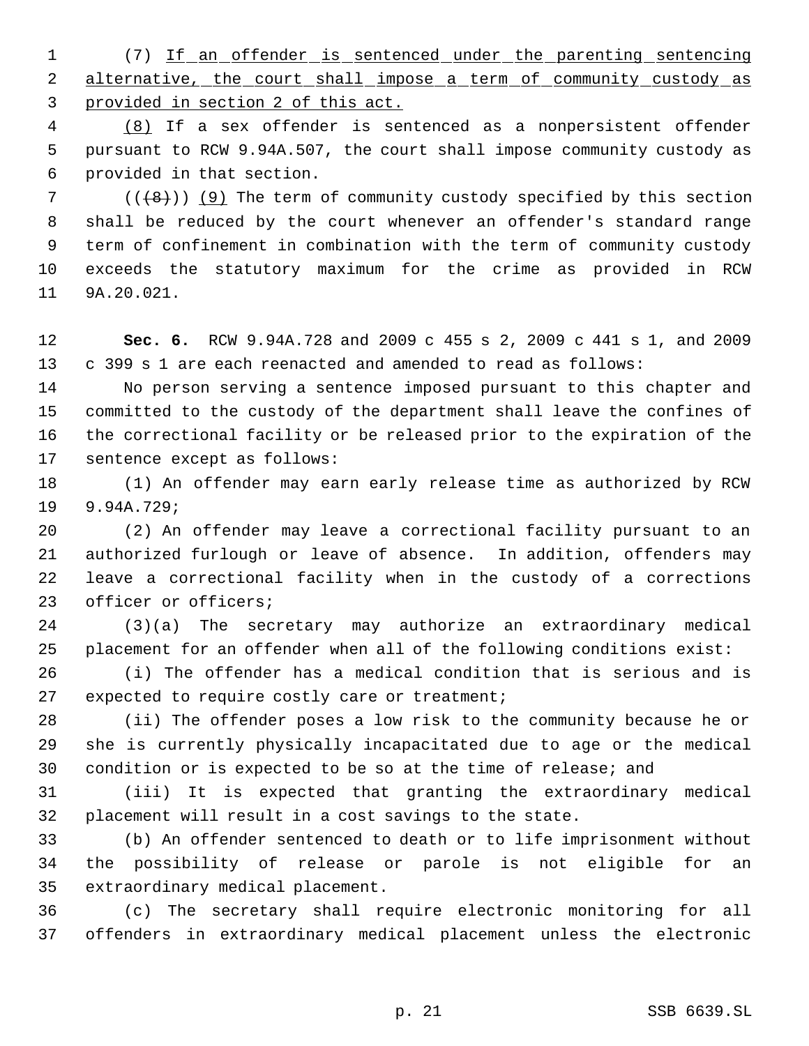(7) If an offender is sentenced under the parenting sentencing alternative, the court shall impose a term of community custody as provided in section 2 of this act.

(8) If a sex offender is sentenced as a nonpersistent offender pursuant to RCW 9.94A.507, the court shall impose community custody as provided in that section.

~~((8))~~ (9) The term of community custody specified by this section shall be reduced by the court whenever an offender's standard range term of confinement in combination with the term of community custody exceeds the statutory maximum for the crime as provided in RCW 9A.20.021.

**Sec. 6.** RCW 9.94A.728 and 2009 c 455 s 2, 2009 c 441 s 1, and 2009 c 399 s 1 are each reenacted and amended to read as follows:

No person serving a sentence imposed pursuant to this chapter and committed to the custody of the department shall leave the confines of the correctional facility or be released prior to the expiration of the sentence except as follows:

(1) An offender may earn early release time as authorized by RCW 9.94A.729;

(2) An offender may leave a correctional facility pursuant to an authorized furlough or leave of absence. In addition, offenders may leave a correctional facility when in the custody of a corrections officer or officers;

(3)(a) The secretary may authorize an extraordinary medical placement for an offender when all of the following conditions exist:

(i) The offender has a medical condition that is serious and is expected to require costly care or treatment;

(ii) The offender poses a low risk to the community because he or she is currently physically incapacitated due to age or the medical condition or is expected to be so at the time of release; and

(iii) It is expected that granting the extraordinary medical placement will result in a cost savings to the state.

(b) An offender sentenced to death or to life imprisonment without the possibility of release or parole is not eligible for an extraordinary medical placement.

(c) The secretary shall require electronic monitoring for all offenders in extraordinary medical placement unless the electronic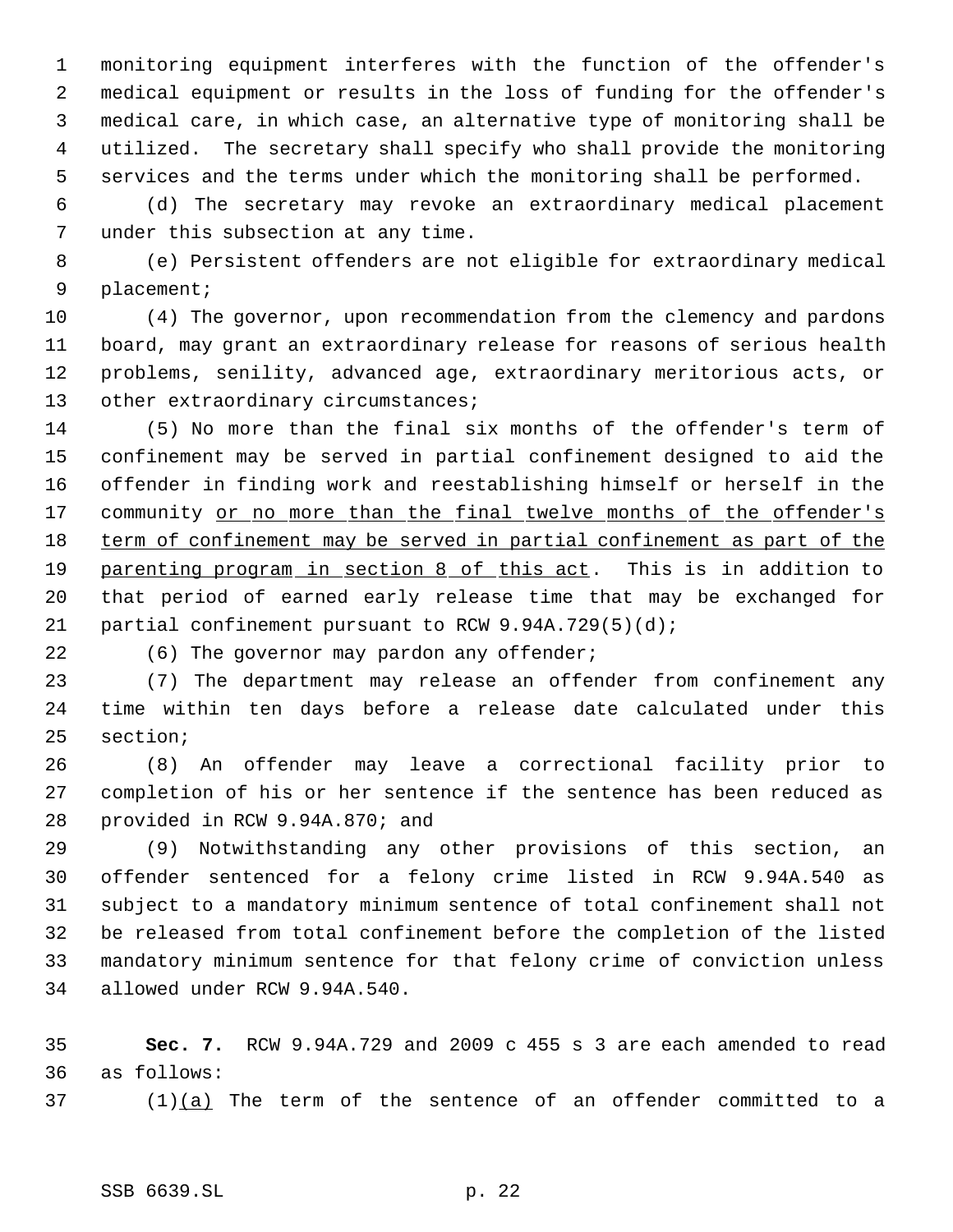monitoring equipment interferes with the function of the offender's medical equipment or results in the loss of funding for the offender's medical care, in which case, an alternative type of monitoring shall be utilized. The secretary shall specify who shall provide the monitoring services and the terms under which the monitoring shall be performed.

(d) The secretary may revoke an extraordinary medical placement under this subsection at any time.

(e) Persistent offenders are not eligible for extraordinary medical placement;

(4) The governor, upon recommendation from the clemency and pardons board, may grant an extraordinary release for reasons of serious health problems, senility, advanced age, extraordinary meritorious acts, or other extraordinary circumstances;

(5) No more than the final six months of the offender's term of confinement may be served in partial confinement designed to aid the offender in finding work and reestablishing himself or herself in the community <u>or no more than the final twelve months of the offender's term of confinement may be served in partial confinement as part of the parenting program in section 8 of this act</u>. This is in addition to that period of earned early release time that may be exchanged for partial confinement pursuant to RCW 9.94A.729(5)(d);

(6) The governor may pardon any offender;

(7) The department may release an offender from confinement any time within ten days before a release date calculated under this section;

(8) An offender may leave a correctional facility prior to completion of his or her sentence if the sentence has been reduced as provided in RCW 9.94A.870; and

(9) Notwithstanding any other provisions of this section, an offender sentenced for a felony crime listed in RCW 9.94A.540 as subject to a mandatory minimum sentence of total confinement shall not be released from total confinement before the completion of the listed mandatory minimum sentence for that felony crime of conviction unless allowed under RCW 9.94A.540.

**Sec. 7.** RCW 9.94A.729 and 2009 c 455 s 3 are each amended to read as follows:

(1)<u>(a)</u> The term of the sentence of an offender committed to a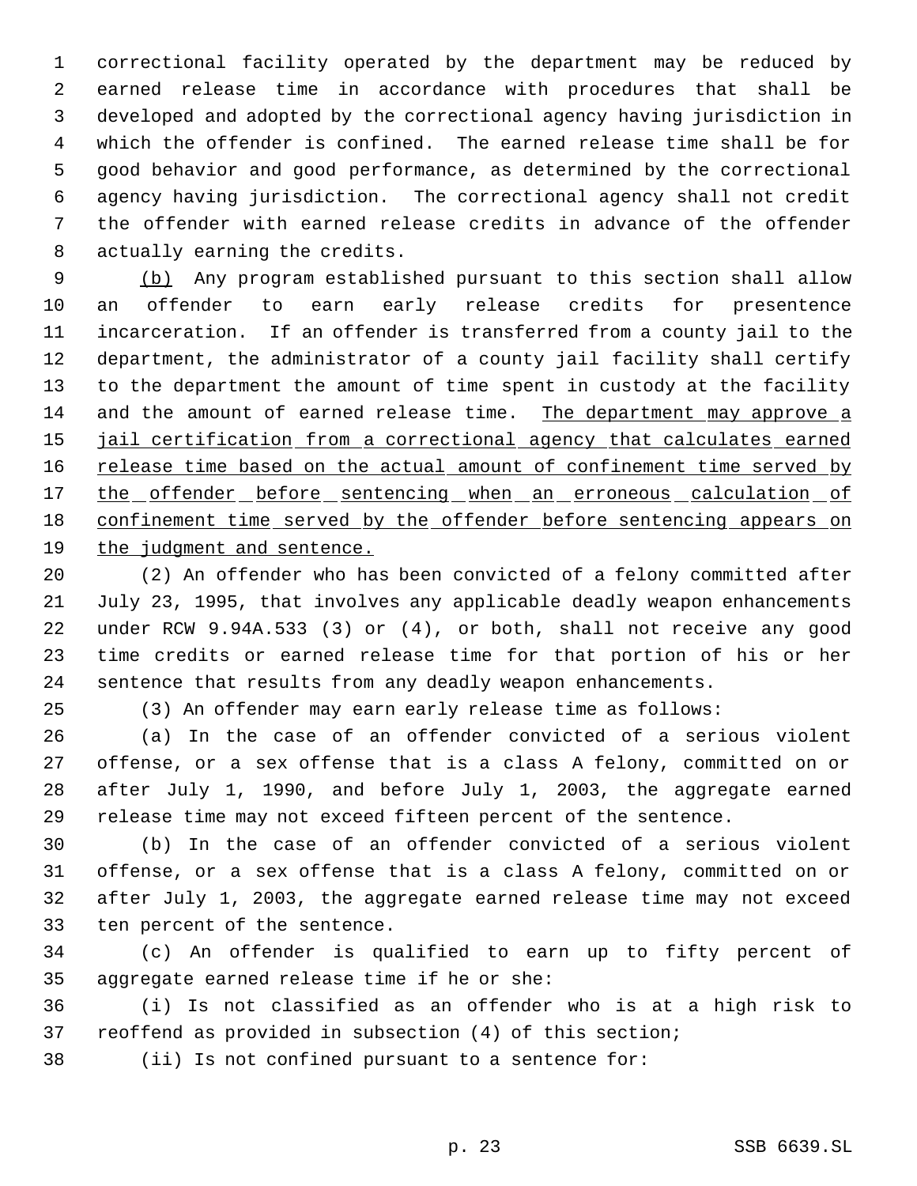correctional facility operated by the department may be reduced by earned release time in accordance with procedures that shall be developed and adopted by the correctional agency having jurisdiction in which the offender is confined. The earned release time shall be for good behavior and good performance, as determined by the correctional agency having jurisdiction. The correctional agency shall not credit the offender with earned release credits in advance of the offender actually earning the credits.

<u>(b)</u> Any program established pursuant to this section shall allow an offender to earn early release credits for presentence incarceration. If an offender is transferred from a county jail to the department, the administrator of a county jail facility shall certify to the department the amount of time spent in custody at the facility and the amount of earned release time. <u>The department may approve a jail certification from a correctional agency that calculates earned release time based on the actual amount of confinement time served by the offender before sentencing when an erroneous calculation of confinement time served by the offender before sentencing appears on the judgment and sentence.</u>

(2) An offender who has been convicted of a felony committed after July 23, 1995, that involves any applicable deadly weapon enhancements under RCW 9.94A.533 (3) or (4), or both, shall not receive any good time credits or earned release time for that portion of his or her sentence that results from any deadly weapon enhancements.

(3) An offender may earn early release time as follows:

(a) In the case of an offender convicted of a serious violent offense, or a sex offense that is a class A felony, committed on or after July 1, 1990, and before July 1, 2003, the aggregate earned release time may not exceed fifteen percent of the sentence.

(b) In the case of an offender convicted of a serious violent offense, or a sex offense that is a class A felony, committed on or after July 1, 2003, the aggregate earned release time may not exceed ten percent of the sentence.

(c) An offender is qualified to earn up to fifty percent of aggregate earned release time if he or she:

(i) Is not classified as an offender who is at a high risk to reoffend as provided in subsection (4) of this section;

(ii) Is not confined pursuant to a sentence for: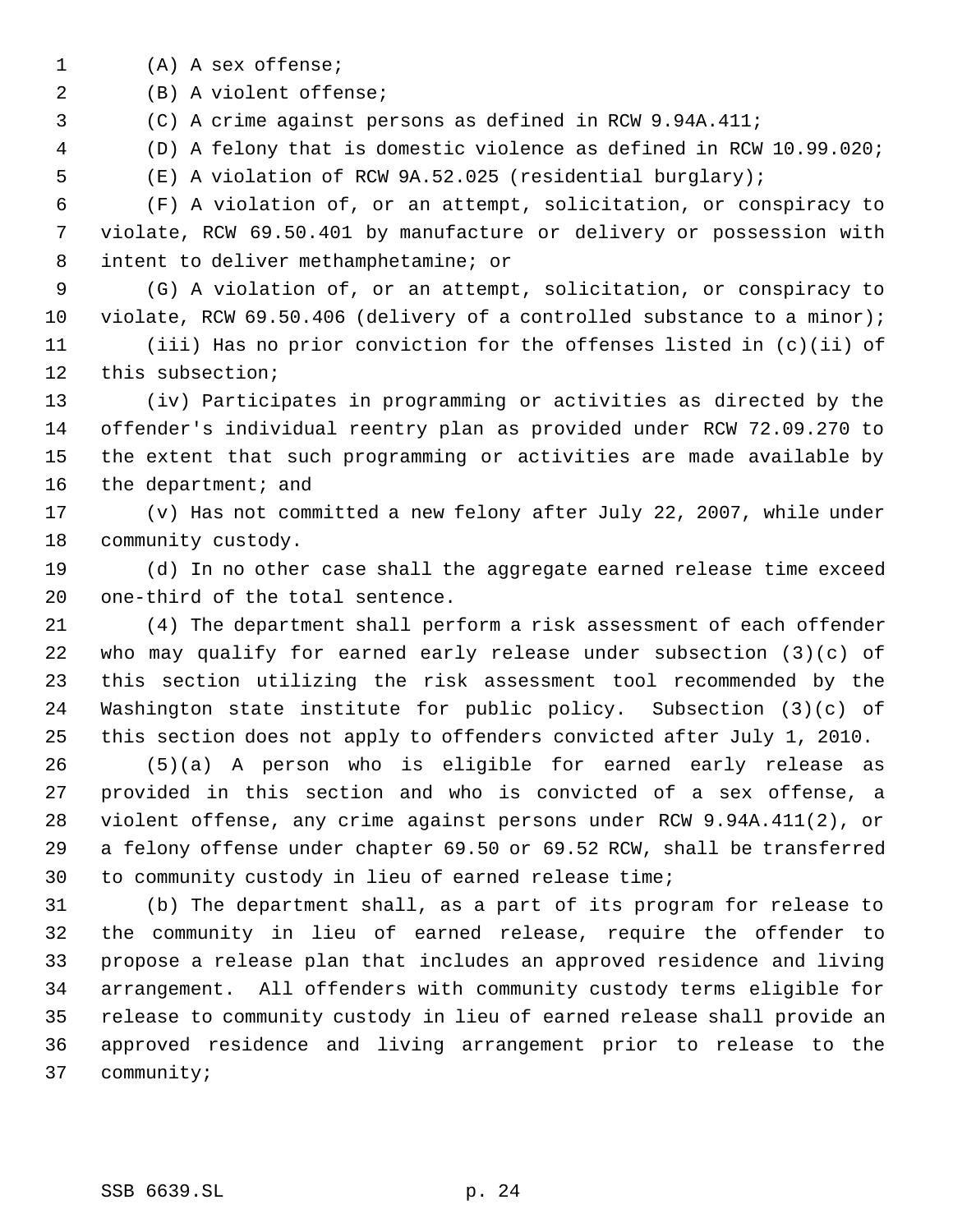(A) A sex offense;

(B) A violent offense;

(C) A crime against persons as defined in RCW 9.94A.411;

(D) A felony that is domestic violence as defined in RCW 10.99.020;

(E) A violation of RCW 9A.52.025 (residential burglary);

(F) A violation of, or an attempt, solicitation, or conspiracy to violate, RCW 69.50.401 by manufacture or delivery or possession with intent to deliver methamphetamine; or

(G) A violation of, or an attempt, solicitation, or conspiracy to violate, RCW 69.50.406 (delivery of a controlled substance to a minor);

(iii) Has no prior conviction for the offenses listed in (c)(ii) of this subsection;

(iv) Participates in programming or activities as directed by the offender's individual reentry plan as provided under RCW 72.09.270 to the extent that such programming or activities are made available by the department; and

(v) Has not committed a new felony after July 22, 2007, while under community custody.

(d) In no other case shall the aggregate earned release time exceed one-third of the total sentence.

(4) The department shall perform a risk assessment of each offender who may qualify for earned early release under subsection (3)(c) of this section utilizing the risk assessment tool recommended by the Washington state institute for public policy. Subsection (3)(c) of this section does not apply to offenders convicted after July 1, 2010.

(5)(a) A person who is eligible for earned early release as provided in this section and who is convicted of a sex offense, a violent offense, any crime against persons under RCW 9.94A.411(2), or a felony offense under chapter 69.50 or 69.52 RCW, shall be transferred to community custody in lieu of earned release time;

(b) The department shall, as a part of its program for release to the community in lieu of earned release, require the offender to propose a release plan that includes an approved residence and living arrangement. All offenders with community custody terms eligible for release to community custody in lieu of earned release shall provide an approved residence and living arrangement prior to release to the community;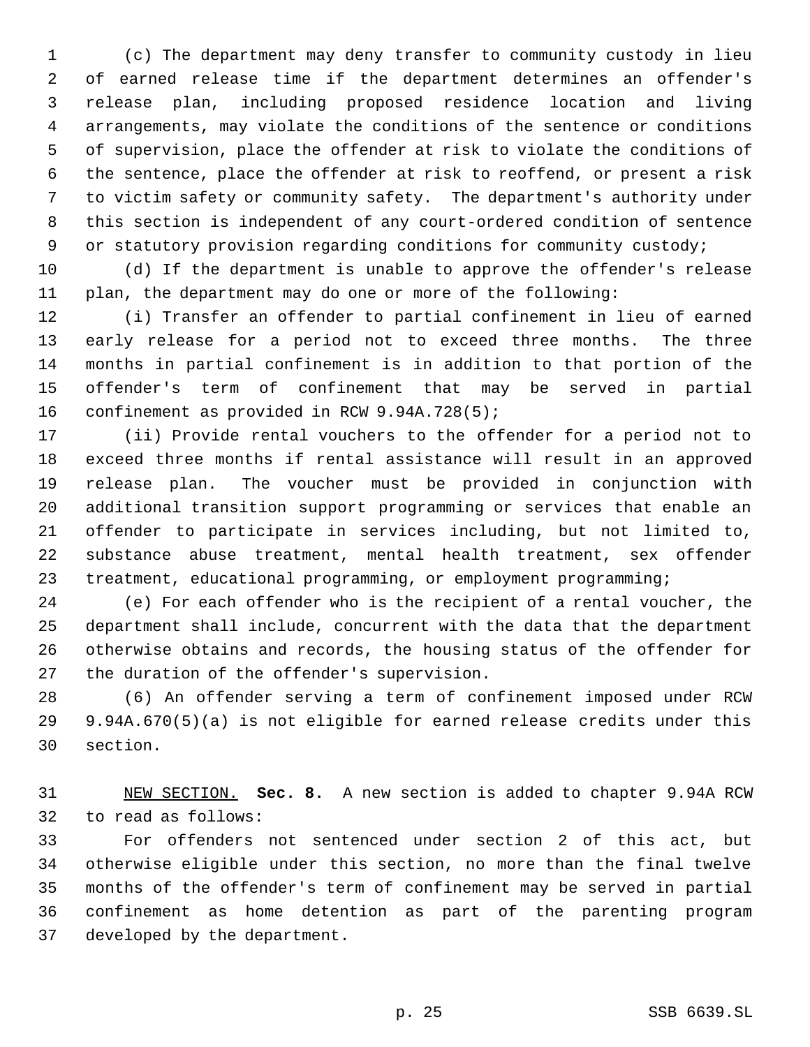(c) The department may deny transfer to community custody in lieu of earned release time if the department determines an offender's release plan, including proposed residence location and living arrangements, may violate the conditions of the sentence or conditions of supervision, place the offender at risk to violate the conditions of the sentence, place the offender at risk to reoffend, or present a risk to victim safety or community safety. The department's authority under this section is independent of any court-ordered condition of sentence or statutory provision regarding conditions for community custody;

(d) If the department is unable to approve the offender's release plan, the department may do one or more of the following:

(i) Transfer an offender to partial confinement in lieu of earned early release for a period not to exceed three months. The three months in partial confinement is in addition to that portion of the offender's term of confinement that may be served in partial confinement as provided in RCW 9.94A.728(5);

(ii) Provide rental vouchers to the offender for a period not to exceed three months if rental assistance will result in an approved release plan. The voucher must be provided in conjunction with additional transition support programming or services that enable an offender to participate in services including, but not limited to, substance abuse treatment, mental health treatment, sex offender treatment, educational programming, or employment programming;

(e) For each offender who is the recipient of a rental voucher, the department shall include, concurrent with the data that the department otherwise obtains and records, the housing status of the offender for the duration of the offender's supervision.

(6) An offender serving a term of confinement imposed under RCW 9.94A.670(5)(a) is not eligible for earned release credits under this section.

NEW SECTION. **Sec. 8.** A new section is added to chapter 9.94A RCW to read as follows:

For offenders not sentenced under section 2 of this act, but otherwise eligible under this section, no more than the final twelve months of the offender's term of confinement may be served in partial confinement as home detention as part of the parenting program developed by the department.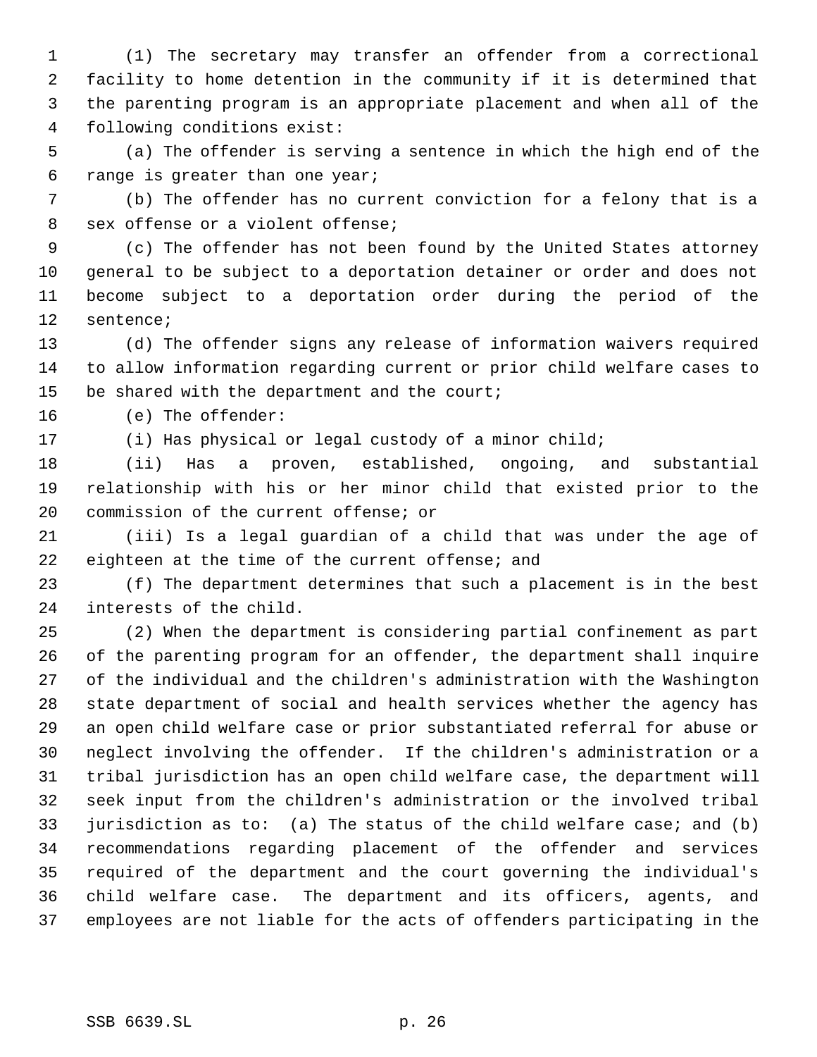(1) The secretary may transfer an offender from a correctional facility to home detention in the community if it is determined that the parenting program is an appropriate placement and when all of the following conditions exist:

(a) The offender is serving a sentence in which the high end of the range is greater than one year;

(b) The offender has no current conviction for a felony that is a sex offense or a violent offense;

(c) The offender has not been found by the United States attorney general to be subject to a deportation detainer or order and does not become subject to a deportation order during the period of the sentence;

(d) The offender signs any release of information waivers required to allow information regarding current or prior child welfare cases to be shared with the department and the court;

(e) The offender:

(i) Has physical or legal custody of a minor child;

(ii) Has a proven, established, ongoing, and substantial relationship with his or her minor child that existed prior to the commission of the current offense; or

(iii) Is a legal guardian of a child that was under the age of eighteen at the time of the current offense; and

(f) The department determines that such a placement is in the best interests of the child.

(2) When the department is considering partial confinement as part of the parenting program for an offender, the department shall inquire of the individual and the children's administration with the Washington state department of social and health services whether the agency has an open child welfare case or prior substantiated referral for abuse or neglect involving the offender. If the children's administration or a tribal jurisdiction has an open child welfare case, the department will seek input from the children's administration or the involved tribal jurisdiction as to: (a) The status of the child welfare case; and (b) recommendations regarding placement of the offender and services required of the department and the court governing the individual's child welfare case. The department and its officers, agents, and employees are not liable for the acts of offenders participating in the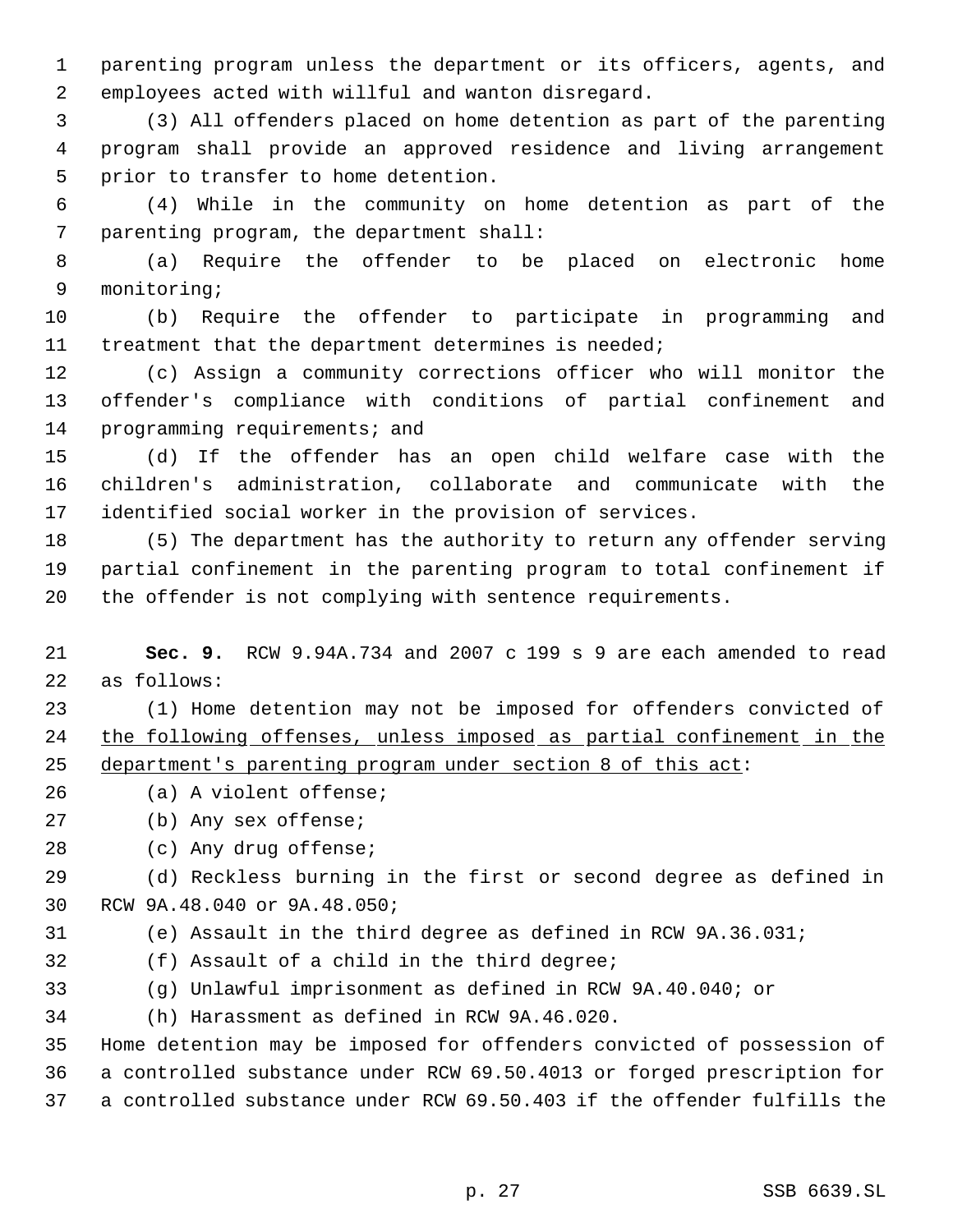parenting program unless the department or its officers, agents, and employees acted with willful and wanton disregard.

(3) All offenders placed on home detention as part of the parenting program shall provide an approved residence and living arrangement prior to transfer to home detention.

(4) While in the community on home detention as part of the parenting program, the department shall:

(a) Require the offender to be placed on electronic home monitoring;

(b) Require the offender to participate in programming and treatment that the department determines is needed;

(c) Assign a community corrections officer who will monitor the offender's compliance with conditions of partial confinement and programming requirements; and

(d) If the offender has an open child welfare case with the children's administration, collaborate and communicate with the identified social worker in the provision of services.

(5) The department has the authority to return any offender serving partial confinement in the parenting program to total confinement if the offender is not complying with sentence requirements.

**Sec. 9.** RCW 9.94A.734 and 2007 c 199 s 9 are each amended to read as follows:

(1) Home detention may not be imposed for offenders convicted of the following offenses, unless imposed as partial confinement in the department's parenting program under section 8 of this act:

(a) A violent offense;

(b) Any sex offense;

(c) Any drug offense;

(d) Reckless burning in the first or second degree as defined in RCW 9A.48.040 or 9A.48.050;

(e) Assault in the third degree as defined in RCW 9A.36.031;

(f) Assault of a child in the third degree;

(g) Unlawful imprisonment as defined in RCW 9A.40.040; or

(h) Harassment as defined in RCW 9A.46.020.

Home detention may be imposed for offenders convicted of possession of a controlled substance under RCW 69.50.4013 or forged prescription for a controlled substance under RCW 69.50.403 if the offender fulfills the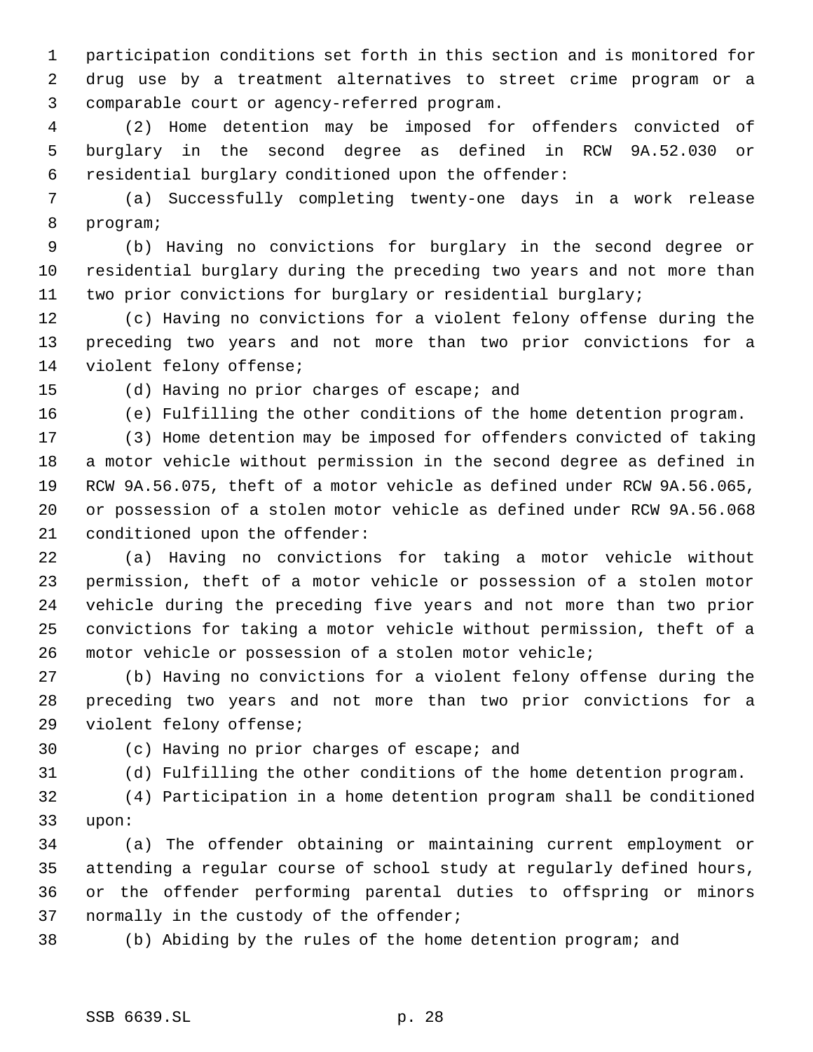participation conditions set forth in this section and is monitored for drug use by a treatment alternatives to street crime program or a comparable court or agency-referred program.

(2) Home detention may be imposed for offenders convicted of burglary in the second degree as defined in RCW 9A.52.030 or residential burglary conditioned upon the offender:

(a) Successfully completing twenty-one days in a work release program;

(b) Having no convictions for burglary in the second degree or residential burglary during the preceding two years and not more than two prior convictions for burglary or residential burglary;

(c) Having no convictions for a violent felony offense during the preceding two years and not more than two prior convictions for a violent felony offense;

(d) Having no prior charges of escape; and

(e) Fulfilling the other conditions of the home detention program.

(3) Home detention may be imposed for offenders convicted of taking a motor vehicle without permission in the second degree as defined in RCW 9A.56.075, theft of a motor vehicle as defined under RCW 9A.56.065, or possession of a stolen motor vehicle as defined under RCW 9A.56.068 conditioned upon the offender:

(a) Having no convictions for taking a motor vehicle without permission, theft of a motor vehicle or possession of a stolen motor vehicle during the preceding five years and not more than two prior convictions for taking a motor vehicle without permission, theft of a motor vehicle or possession of a stolen motor vehicle;

(b) Having no convictions for a violent felony offense during the preceding two years and not more than two prior convictions for a violent felony offense;

(c) Having no prior charges of escape; and

(d) Fulfilling the other conditions of the home detention program.

(4) Participation in a home detention program shall be conditioned upon:

(a) The offender obtaining or maintaining current employment or attending a regular course of school study at regularly defined hours, or the offender performing parental duties to offspring or minors normally in the custody of the offender;

(b) Abiding by the rules of the home detention program; and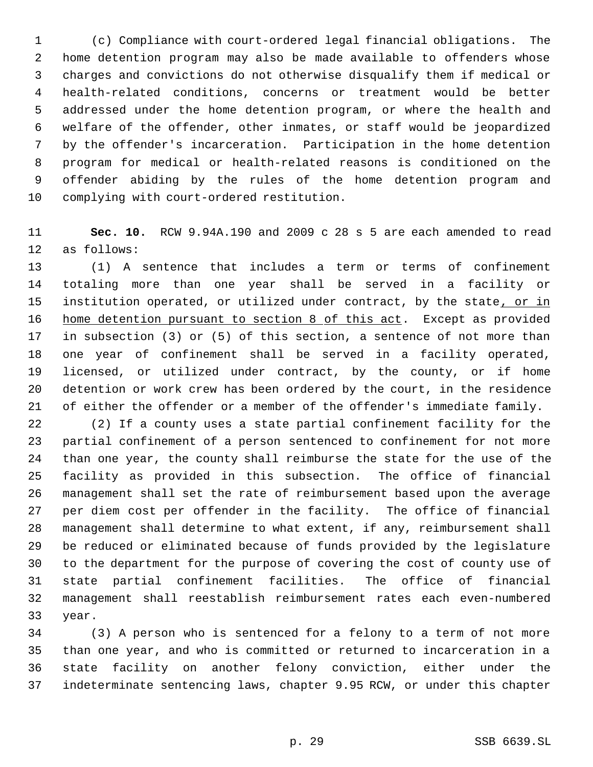(c) Compliance with court-ordered legal financial obligations. The home detention program may also be made available to offenders whose charges and convictions do not otherwise disqualify them if medical or health-related conditions, concerns or treatment would be better addressed under the home detention program, or where the health and welfare of the offender, other inmates, or staff would be jeopardized by the offender's incarceration. Participation in the home detention program for medical or health-related reasons is conditioned on the offender abiding by the rules of the home detention program and complying with court-ordered restitution.

**Sec. 10.** RCW 9.94A.190 and 2009 c 28 s 5 are each amended to read as follows:

(1) A sentence that includes a term or terms of confinement totaling more than one year shall be served in a facility or institution operated, or utilized under contract, by the state, or in home detention pursuant to section 8 of this act. Except as provided in subsection (3) or (5) of this section, a sentence of not more than one year of confinement shall be served in a facility operated, licensed, or utilized under contract, by the county, or if home detention or work crew has been ordered by the court, in the residence of either the offender or a member of the offender's immediate family.

(2) If a county uses a state partial confinement facility for the partial confinement of a person sentenced to confinement for not more than one year, the county shall reimburse the state for the use of the facility as provided in this subsection. The office of financial management shall set the rate of reimbursement based upon the average per diem cost per offender in the facility. The office of financial management shall determine to what extent, if any, reimbursement shall be reduced or eliminated because of funds provided by the legislature to the department for the purpose of covering the cost of county use of state partial confinement facilities. The office of financial management shall reestablish reimbursement rates each even-numbered year.

(3) A person who is sentenced for a felony to a term of not more than one year, and who is committed or returned to incarceration in a state facility on another felony conviction, either under the indeterminate sentencing laws, chapter 9.95 RCW, or under this chapter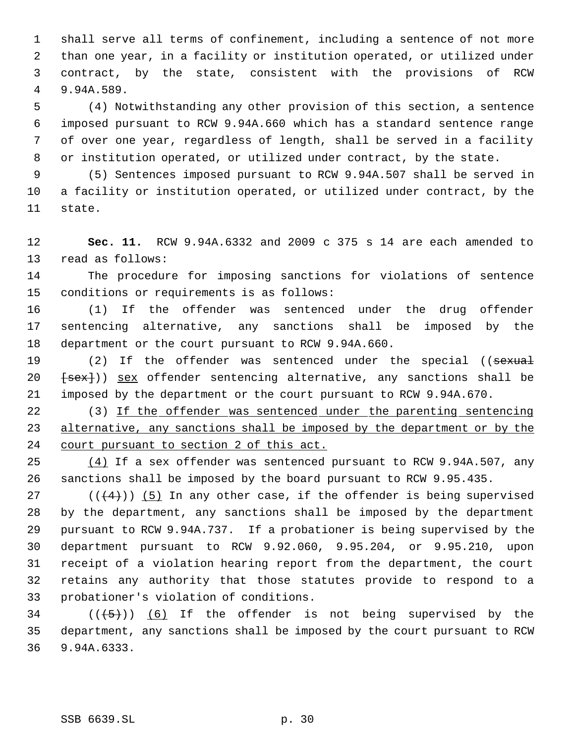shall serve all terms of confinement, including a sentence of not more than one year, in a facility or institution operated, or utilized under contract, by the state, consistent with the provisions of RCW 9.94A.589.

(4) Notwithstanding any other provision of this section, a sentence imposed pursuant to RCW 9.94A.660 which has a standard sentence range of over one year, regardless of length, shall be served in a facility or institution operated, or utilized under contract, by the state.

(5) Sentences imposed pursuant to RCW 9.94A.507 shall be served in a facility or institution operated, or utilized under contract, by the state.

**Sec. 11.** RCW 9.94A.6332 and 2009 c 375 s 14 are each amended to read as follows:

The procedure for imposing sanctions for violations of sentence conditions or requirements is as follows:

(1) If the offender was sentenced under the drug offender sentencing alternative, any sanctions shall be imposed by the department or the court pursuant to RCW 9.94A.660.

(2) If the offender was sentenced under the special ((~~sexual [sex]~~)) <u>sex</u> offender sentencing alternative, any sanctions shall be imposed by the department or the court pursuant to RCW 9.94A.670.

(3) <u>If the offender was sentenced under the parenting sentencing alternative, any sanctions shall be imposed by the department or by the court pursuant to section 2 of this act.</u>

<u>(4)</u> If a sex offender was sentenced pursuant to RCW 9.94A.507, any sanctions shall be imposed by the board pursuant to RCW 9.95.435.

((~~(4)~~)) <u>(5)</u> In any other case, if the offender is being supervised by the department, any sanctions shall be imposed by the department pursuant to RCW 9.94A.737. If a probationer is being supervised by the department pursuant to RCW 9.92.060, 9.95.204, or 9.95.210, upon receipt of a violation hearing report from the department, the court retains any authority that those statutes provide to respond to a probationer's violation of conditions.

((~~(5)~~)) <u>(6)</u> If the offender is not being supervised by the department, any sanctions shall be imposed by the court pursuant to RCW 9.94A.6333.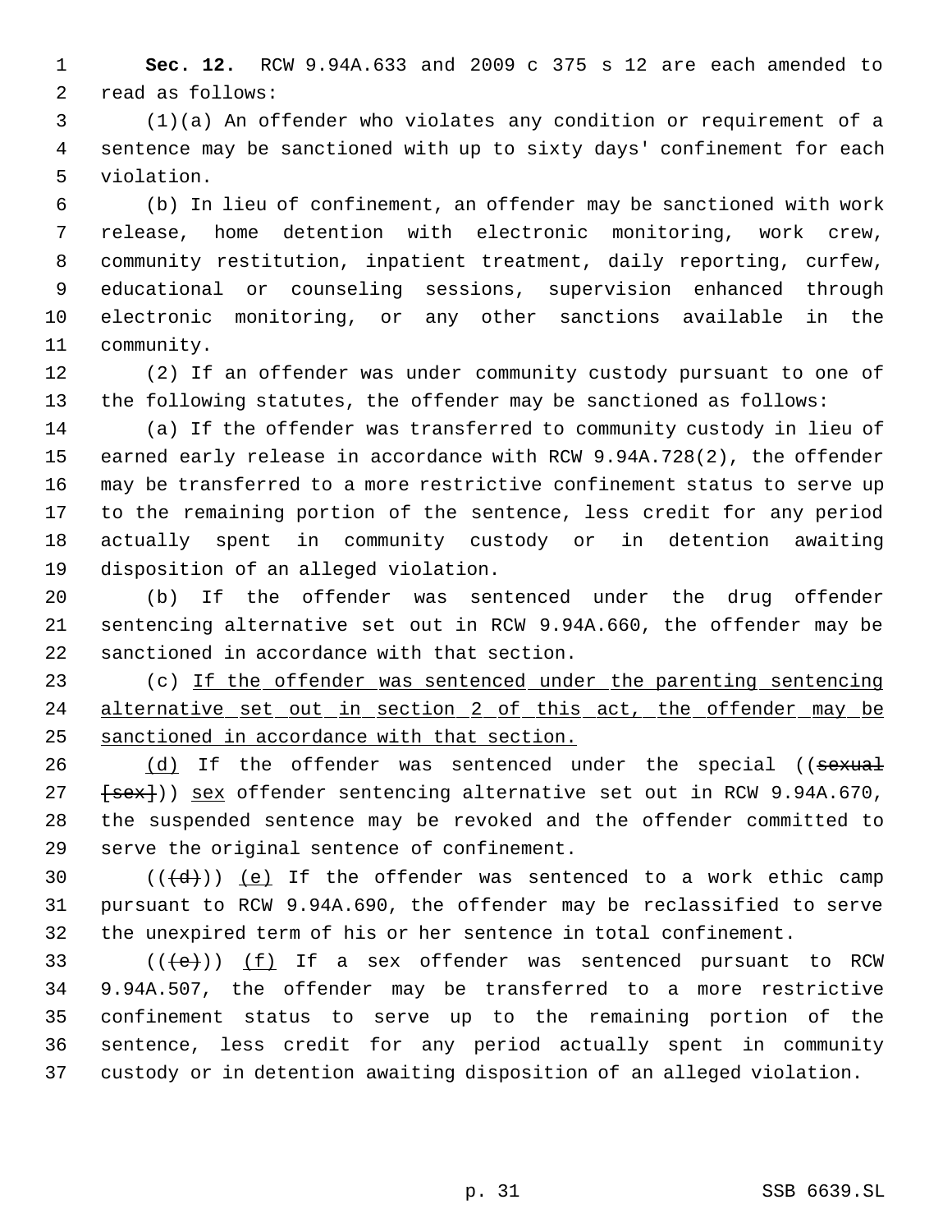**Sec. 12.** RCW 9.94A.633 and 2009 c 375 s 12 are each amended to read as follows:

(1)(a) An offender who violates any condition or requirement of a sentence may be sanctioned with up to sixty days' confinement for each violation.

(b) In lieu of confinement, an offender may be sanctioned with work release, home detention with electronic monitoring, work crew, community restitution, inpatient treatment, daily reporting, curfew, educational or counseling sessions, supervision enhanced through electronic monitoring, or any other sanctions available in the community.

(2) If an offender was under community custody pursuant to one of the following statutes, the offender may be sanctioned as follows:

(a) If the offender was transferred to community custody in lieu of earned early release in accordance with RCW 9.94A.728(2), the offender may be transferred to a more restrictive confinement status to serve up to the remaining portion of the sentence, less credit for any period actually spent in community custody or in detention awaiting disposition of an alleged violation.

(b) If the offender was sentenced under the drug offender sentencing alternative set out in RCW 9.94A.660, the offender may be sanctioned in accordance with that section.

(c) <u>If the offender was sentenced under the parenting sentencing alternative set out in section 2 of this act, the offender may be sanctioned in accordance with that section.</u>

<u>(d)</u> If the offender was sentenced under the special ((~~sexual~~ ~~[sex]~~)) <u>sex</u> offender sentencing alternative set out in RCW 9.94A.670, the suspended sentence may be revoked and the offender committed to serve the original sentence of confinement.

((~~(d)~~)) <u>(e)</u> If the offender was sentenced to a work ethic camp pursuant to RCW 9.94A.690, the offender may be reclassified to serve the unexpired term of his or her sentence in total confinement.

((~~(e)~~)) <u>(f)</u> If a sex offender was sentenced pursuant to RCW 9.94A.507, the offender may be transferred to a more restrictive confinement status to serve up to the remaining portion of the sentence, less credit for any period actually spent in community custody or in detention awaiting disposition of an alleged violation.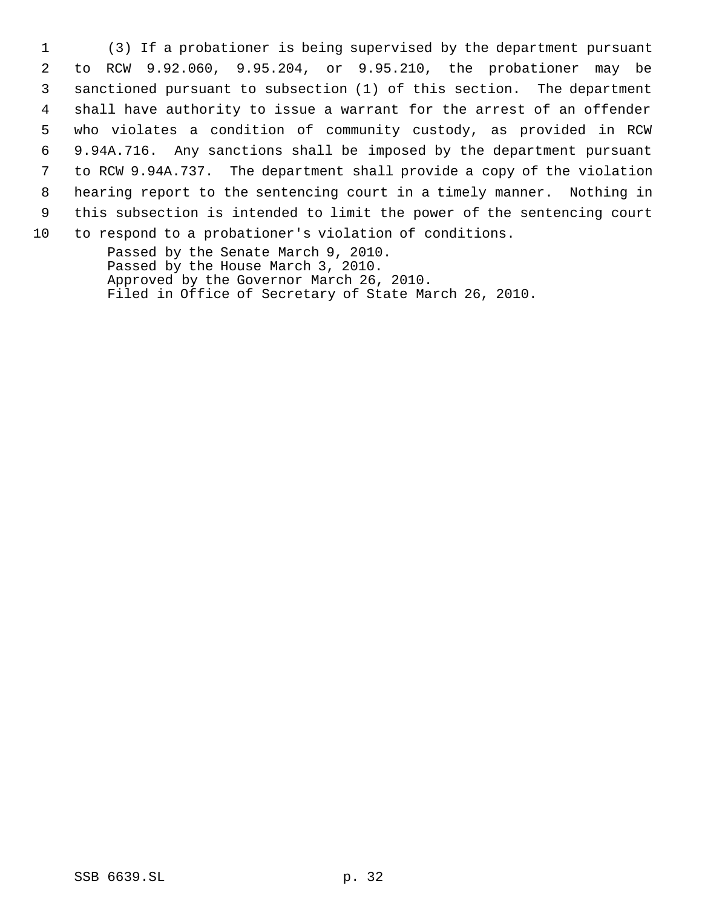(3) If a probationer is being supervised by the department pursuant to RCW 9.92.060, 9.95.204, or 9.95.210, the probationer may be sanctioned pursuant to subsection (1) of this section. The department shall have authority to issue a warrant for the arrest of an offender who violates a condition of community custody, as provided in RCW 9.94A.716. Any sanctions shall be imposed by the department pursuant to RCW 9.94A.737. The department shall provide a copy of the violation hearing report to the sentencing court in a timely manner. Nothing in this subsection is intended to limit the power of the sentencing court to respond to a probationer's violation of conditions.

Passed by the Senate March 9, 2010.
Passed by the House March 3, 2010.
Approved by the Governor March 26, 2010.
Filed in Office of Secretary of State March 26, 2010.